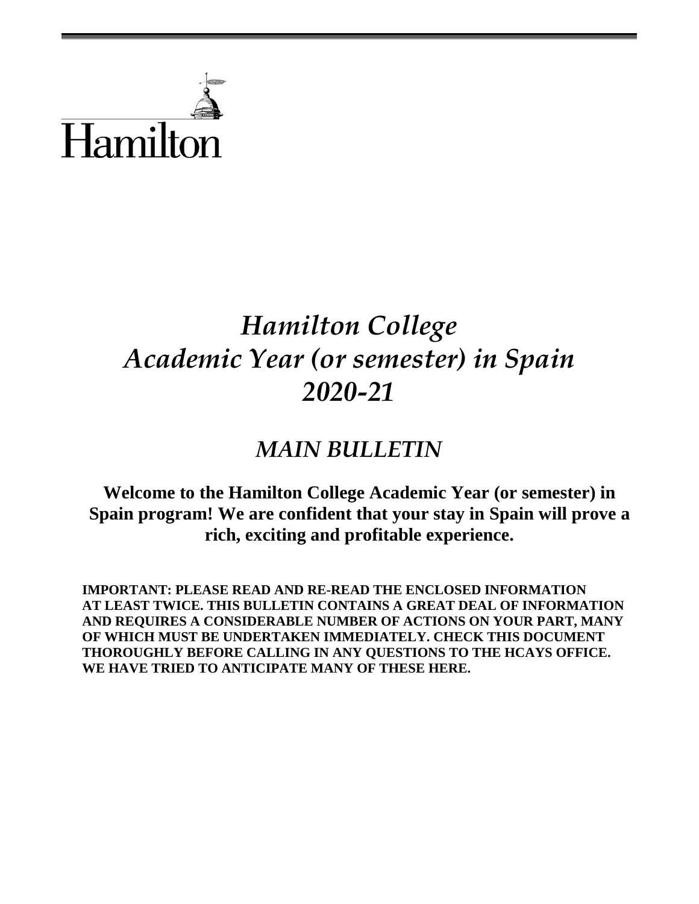Hamilton

# *Hamilton College Academic Year (or semester) in Spain 2020-21*

## *MAIN BULLETIN*

**Welcome to the Hamilton College Academic Year (or semester) in Spain program! We are confident that your stay in Spain will prove a rich, exciting and profitable experience.**

**IMPORTANT: PLEASE READ AND RE-READ THE ENCLOSED INFORMATION AT LEAST TWICE. THIS BULLETIN CONTAINS A GREAT DEAL OF INFORMATION AND REQUIRES A CONSIDERABLE NUMBER OF ACTIONS ON YOUR PART, MANY OF WHICH MUST BE UNDERTAKEN IMMEDIATELY. CHECK THIS DOCUMENT THOROUGHLY BEFORE CALLING IN ANY QUESTIONS TO THE HCAYS OFFICE. WE HAVE TRIED TO ANTICIPATE MANY OF THESE HERE.**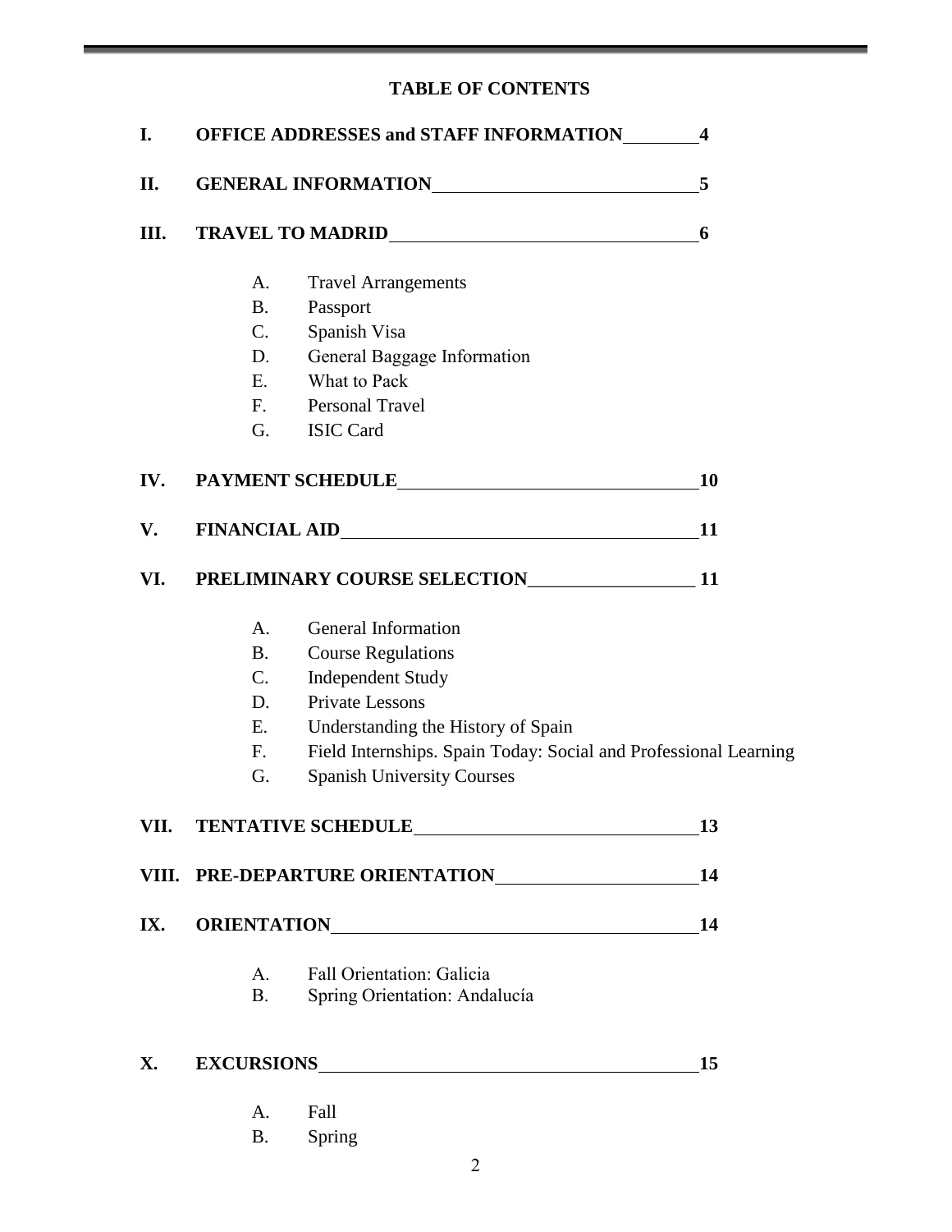# TABLE OF CONTENTS

**I. OFFICE ADDRESSES and STAFF INFORMATION 4**

**II. GENERAL INFORMATION 5**

**III. TRAVEL TO MADRID 6**

- A. Travel Arrangements
- B. Passport
- C. Spanish Visa
- D. General Baggage Information
- E. What to Pack
- F. Personal Travel
- G. ISIC Card

**IV. PAYMENT SCHEDULE 10**

**V. FINANCIAL AID 11**

**VI. PRELIMINARY COURSE SELECTION 11**

- A. General Information
- B. Course Regulations
- C. Independent Study
- D. Private Lessons
- E. Understanding the History of Spain
- F. Field Internships. Spain Today: Social and Professional Learning
- G. Spanish University Courses

**VII. TENTATIVE SCHEDULE 13**

**VIII. PRE-DEPARTURE ORIENTATION 14**

**IX. ORIENTATION 14**

- A. Fall Orientation: Galicia
- B. Spring Orientation: Andalucía

**X. EXCURSIONS 15**

- A. Fall
- B. Spring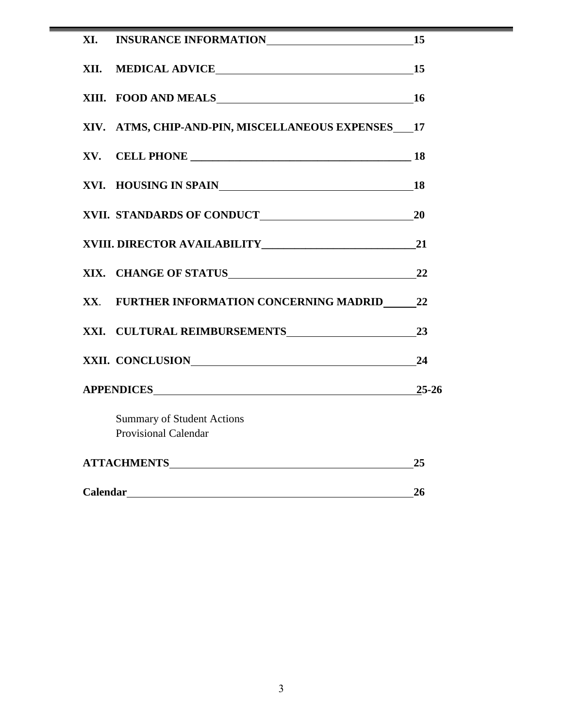| | | |
|---|---|---|
| **XI.** | **INSURANCE INFORMATION** | **15** |
| **XII.** | **MEDICAL ADVICE** | **15** |
| **XIII.** | **FOOD AND MEALS** | **16** |
| **XIV.** | **ATMS, CHIP-AND-PIN, MISCELLANEOUS EXPENSES** | **17** |
| **XV.** | **CELL PHONE** | **18** |
| **XVI.** | **HOUSING IN SPAIN** | **18** |
| **XVII.** | **STANDARDS OF CONDUCT** | **20** |
| **XVIII.** | **DIRECTOR AVAILABILITY** | **21** |
| **XIX.** | **CHANGE OF STATUS** | **22** |
| **XX.** | **FURTHER INFORMATION CONCERNING MADRID** | **22** |
| **XXI.** | **CULTURAL REIMBURSEMENTS** | **23** |
| **XXII.** | **CONCLUSION** | **24** |

**APPENDICES** **25-26**

- Summary of Student Actions
- Provisional Calendar

**ATTACHMENTS** **25**

**Calendar** **26**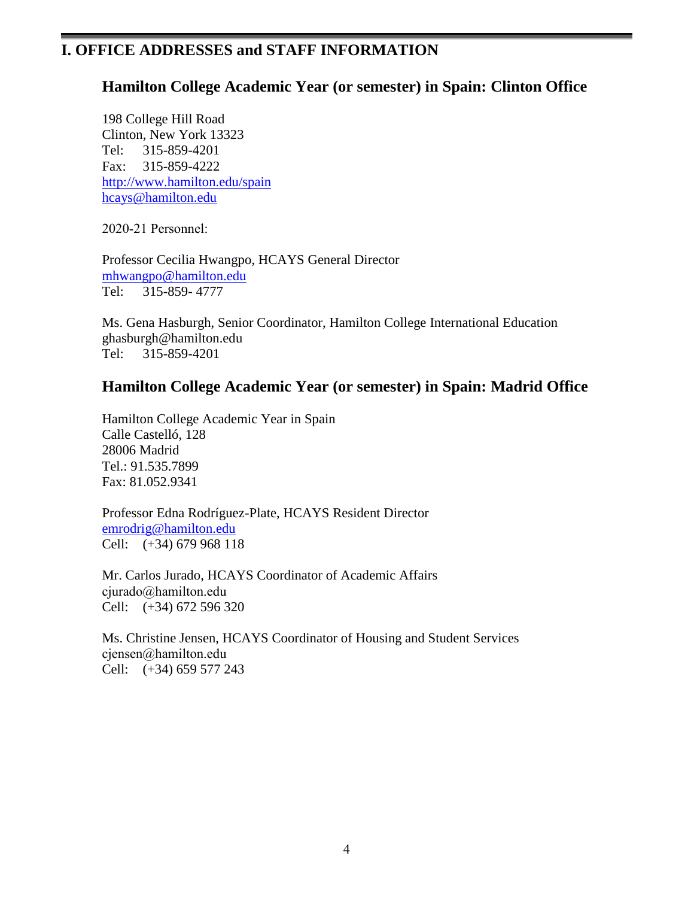# I. OFFICE ADDRESSES and STAFF INFORMATION

## Hamilton College Academic Year (or semester) in Spain: Clinton Office

198 College Hill Road
Clinton, New York 13323
Tel: 315-859-4201
Fax: 315-859-4222
http://www.hamilton.edu/spain
hcays@hamilton.edu

2020-21 Personnel:

Professor Cecilia Hwangpo, HCAYS General Director
mhwangpo@hamilton.edu
Tel: 315-859- 4777

Ms. Gena Hasburgh, Senior Coordinator, Hamilton College International Education
ghasburgh@hamilton.edu
Tel: 315-859-4201

## Hamilton College Academic Year (or semester) in Spain: Madrid Office

Hamilton College Academic Year in Spain
Calle Castelló, 128
28006 Madrid
Tel.: 91.535.7899
Fax: 81.052.9341

Professor Edna Rodríguez-Plate, HCAYS Resident Director
emrodrig@hamilton.edu
Cell: (+34) 679 968 118

Mr. Carlos Jurado, HCAYS Coordinator of Academic Affairs
cjurado@hamilton.edu
Cell: (+34) 672 596 320

Ms. Christine Jensen, HCAYS Coordinator of Housing and Student Services
cjensen@hamilton.edu
Cell: (+34) 659 577 243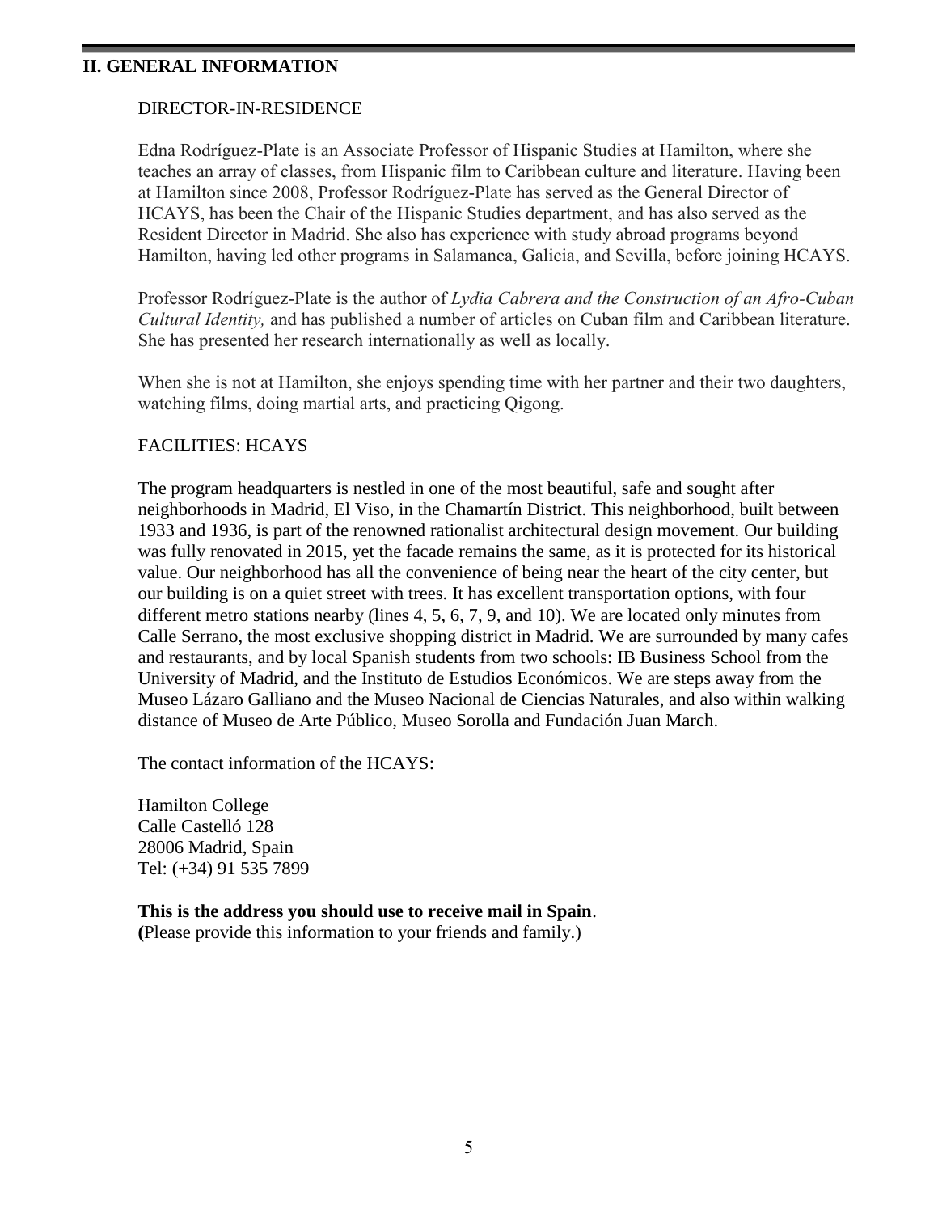## II. GENERAL INFORMATION

### DIRECTOR-IN-RESIDENCE

Edna Rodríguez-Plate is an Associate Professor of Hispanic Studies at Hamilton, where she teaches an array of classes, from Hispanic film to Caribbean culture and literature. Having been at Hamilton since 2008, Professor Rodríguez-Plate has served as the General Director of HCAYS, has been the Chair of the Hispanic Studies department, and has also served as the Resident Director in Madrid. She also has experience with study abroad programs beyond Hamilton, having led other programs in Salamanca, Galicia, and Sevilla, before joining HCAYS.

Professor Rodríguez-Plate is the author of *Lydia Cabrera and the Construction of an Afro-Cuban Cultural Identity,* and has published a number of articles on Cuban film and Caribbean literature. She has presented her research internationally as well as locally.

When she is not at Hamilton, she enjoys spending time with her partner and their two daughters, watching films, doing martial arts, and practicing Qigong.

### FACILITIES: HCAYS

The program headquarters is nestled in one of the most beautiful, safe and sought after neighborhoods in Madrid, El Viso, in the Chamartín District. This neighborhood, built between 1933 and 1936, is part of the renowned rationalist architectural design movement. Our building was fully renovated in 2015, yet the facade remains the same, as it is protected for its historical value. Our neighborhood has all the convenience of being near the heart of the city center, but our building is on a quiet street with trees. It has excellent transportation options, with four different metro stations nearby (lines 4, 5, 6, 7, 9, and 10). We are located only minutes from Calle Serrano, the most exclusive shopping district in Madrid. We are surrounded by many cafes and restaurants, and by local Spanish students from two schools: IB Business School from the University of Madrid, and the Instituto de Estudios Económicos. We are steps away from the Museo Lázaro Galliano and the Museo Nacional de Ciencias Naturales, and also within walking distance of Museo de Arte Público, Museo Sorolla and Fundación Juan March.

The contact information of the HCAYS:

Hamilton College
Calle Castelló 128
28006 Madrid, Spain
Tel: (+34) 91 535 7899

**This is the address you should use to receive mail in Spain**.
**(**Please provide this information to your friends and family.)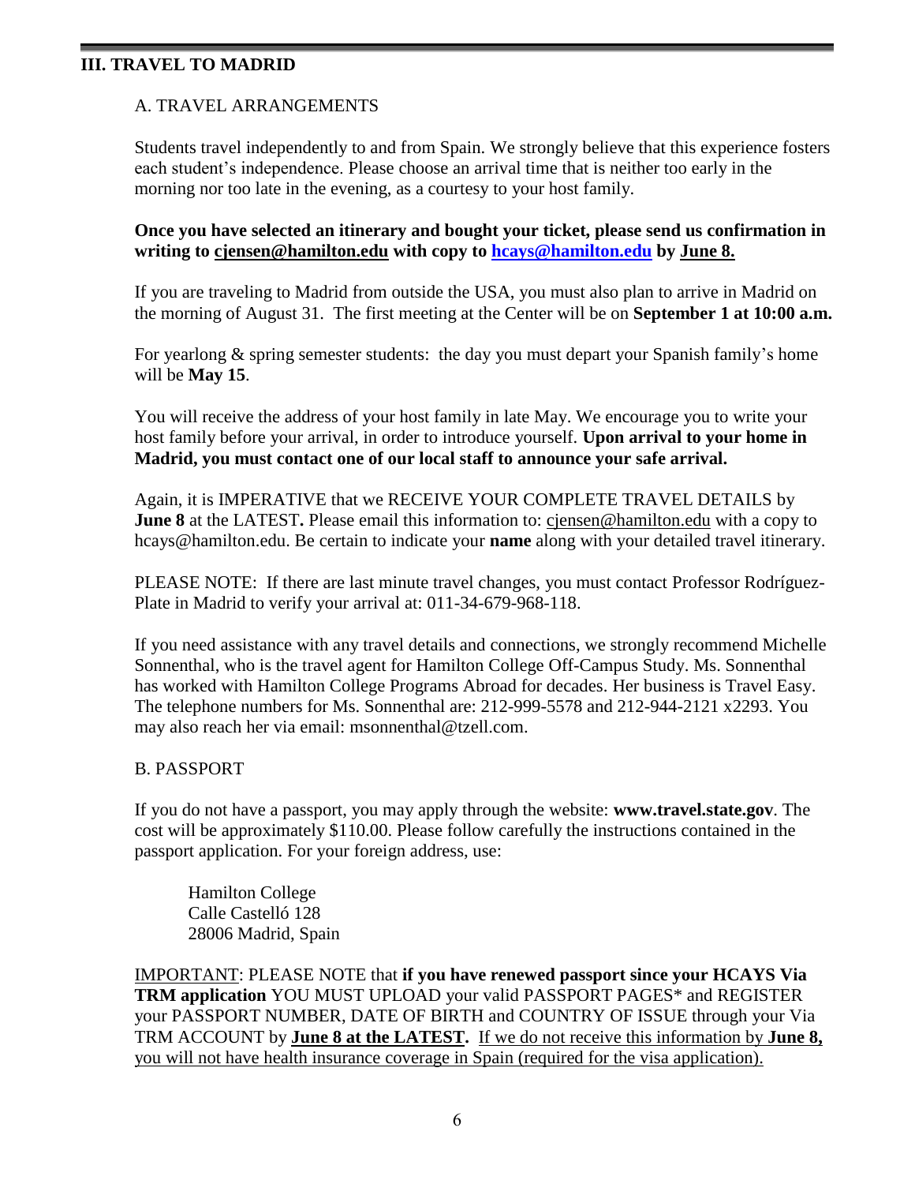## III. TRAVEL TO MADRID

### A. TRAVEL ARRANGEMENTS

Students travel independently to and from Spain. We strongly believe that this experience fosters each student's independence. Please choose an arrival time that is neither too early in the morning nor too late in the evening, as a courtesy to your host family.

**Once you have selected an itinerary and bought your ticket, please send us confirmation in writing to cjensen@hamilton.edu with copy to hcays@hamilton.edu by June 8.**

If you are traveling to Madrid from outside the USA, you must also plan to arrive in Madrid on the morning of August 31. The first meeting at the Center will be on **September 1 at 10:00 a.m.**

For yearlong & spring semester students: the day you must depart your Spanish family's home will be **May 15**.

You will receive the address of your host family in late May. We encourage you to write your host family before your arrival, in order to introduce yourself. **Upon arrival to your home in Madrid, you must contact one of our local staff to announce your safe arrival.**

Again, it is IMPERATIVE that we RECEIVE YOUR COMPLETE TRAVEL DETAILS by **June 8** at the LATEST**.** Please email this information to: cjensen@hamilton.edu with a copy to hcays@hamilton.edu. Be certain to indicate your **name** along with your detailed travel itinerary.

PLEASE NOTE: If there are last minute travel changes, you must contact Professor Rodríguez-Plate in Madrid to verify your arrival at: 011-34-679-968-118.

If you need assistance with any travel details and connections, we strongly recommend Michelle Sonnenthal, who is the travel agent for Hamilton College Off-Campus Study. Ms. Sonnenthal has worked with Hamilton College Programs Abroad for decades. Her business is Travel Easy. The telephone numbers for Ms. Sonnenthal are: 212-999-5578 and 212-944-2121 x2293. You may also reach her via email: msonnenthal@tzell.com.

### B. PASSPORT

If you do not have a passport, you may apply through the website: **www.travel.state.gov**. The cost will be approximately $110.00. Please follow carefully the instructions contained in the passport application. For your foreign address, use:

Hamilton College  
Calle Castelló 128  
28006 Madrid, Spain

IMPORTANT: PLEASE NOTE that **if you have renewed passport since your HCAYS Via TRM application** YOU MUST UPLOAD your valid PASSPORT PAGES* and REGISTER your PASSPORT NUMBER, DATE OF BIRTH and COUNTRY OF ISSUE through your Via TRM ACCOUNT by **June 8 at the LATEST.** If we do not receive this information by **June 8,** you will not have health insurance coverage in Spain (required for the visa application).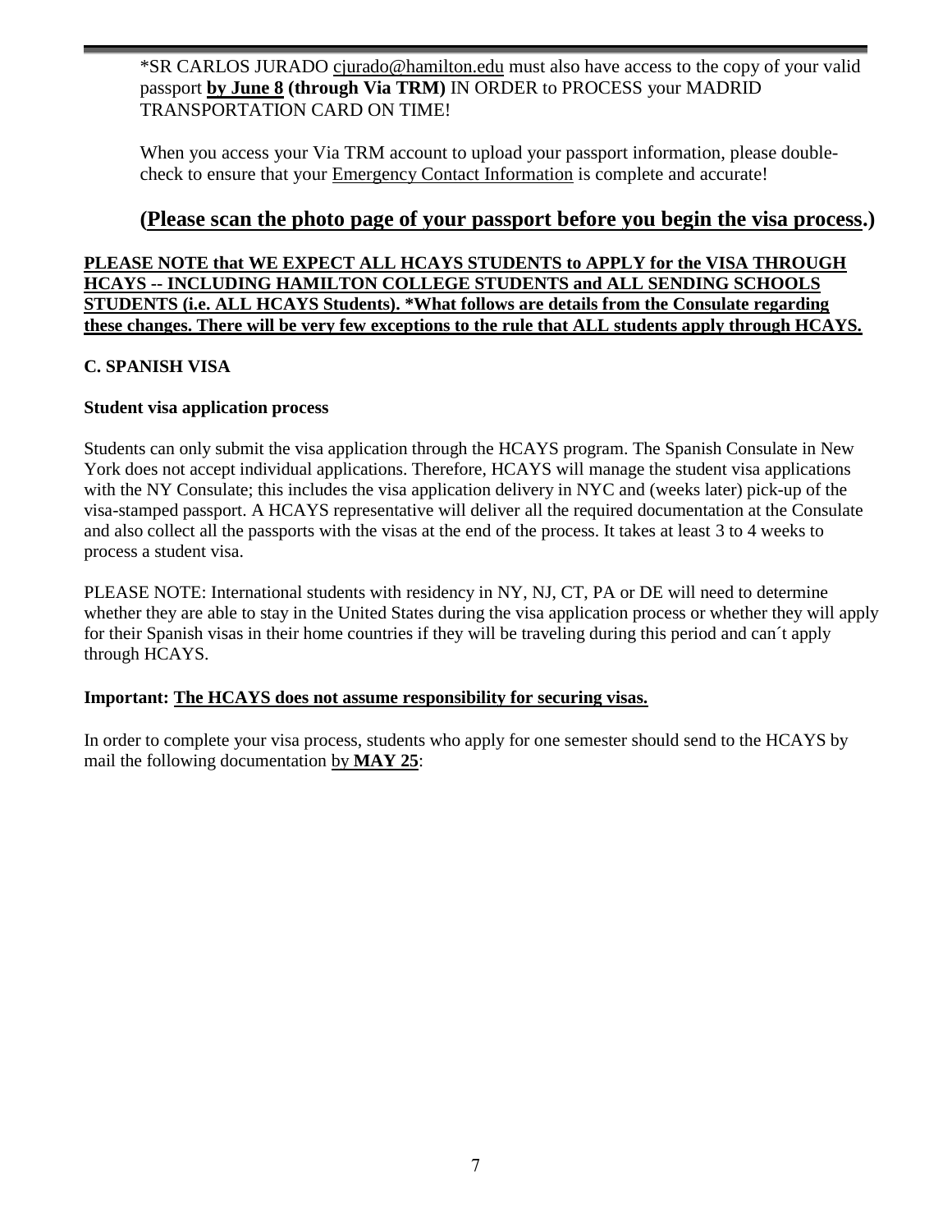*SR CARLOS JURADO cjurado@hamilton.edu must also have access to the copy of your valid passport **by June 8** **(through Via TRM)** IN ORDER to PROCESS your MADRID TRANSPORTATION CARD ON TIME!

When you access your Via TRM account to upload your passport information, please double-check to ensure that your Emergency Contact Information is complete and accurate!

## (Please scan the photo page of your passport before you begin the visa process.)

**PLEASE NOTE that WE EXPECT ALL HCAYS STUDENTS to APPLY for the VISA THROUGH HCAYS -- INCLUDING HAMILTON COLLEGE STUDENTS and ALL SENDING SCHOOLS STUDENTS (i.e. ALL HCAYS Students). *What follows are details from the Consulate regarding these changes. There will be very few exceptions to the rule that ALL students apply through HCAYS.**

### C. SPANISH VISA

**Student visa application process**

Students can only submit the visa application through the HCAYS program. The Spanish Consulate in New York does not accept individual applications. Therefore, HCAYS will manage the student visa applications with the NY Consulate; this includes the visa application delivery in NYC and (weeks later) pick-up of the visa-stamped passport. A HCAYS representative will deliver all the required documentation at the Consulate and also collect all the passports with the visas at the end of the process. It takes at least 3 to 4 weeks to process a student visa.

PLEASE NOTE: International students with residency in NY, NJ, CT, PA or DE will need to determine whether they are able to stay in the United States during the visa application process or whether they will apply for their Spanish visas in their home countries if they will be traveling during this period and can´t apply through HCAYS.

**Important: The HCAYS does not assume responsibility for securing visas.**

In order to complete your visa process, students who apply for one semester should send to the HCAYS by mail the following documentation by **MAY 25**: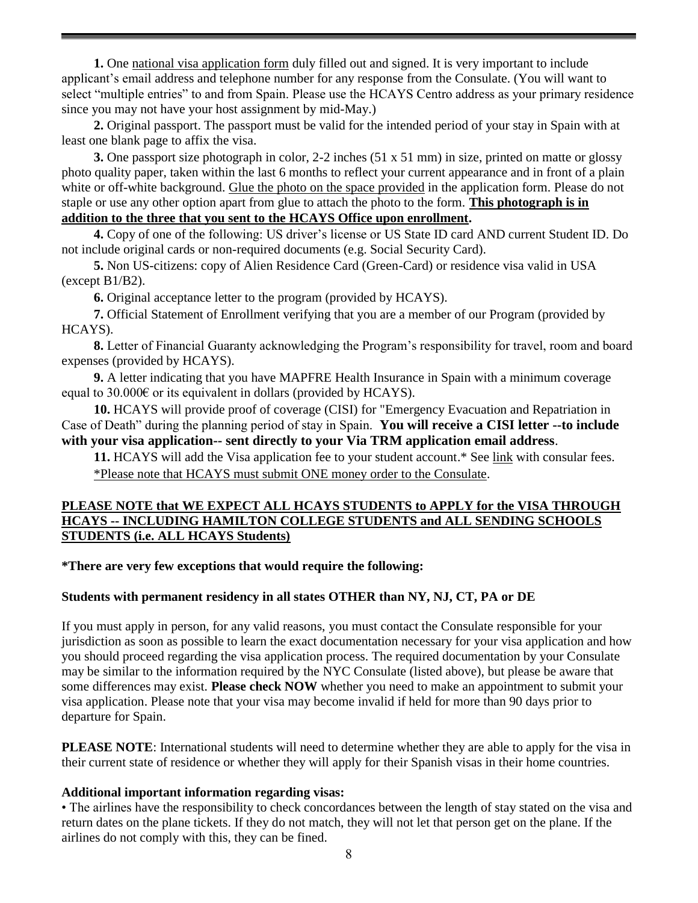**1.** One national visa application form duly filled out and signed. It is very important to include applicant's email address and telephone number for any response from the Consulate. (You will want to select "multiple entries" to and from Spain. Please use the HCAYS Centro address as your primary residence since you may not have your host assignment by mid-May.)

**2.** Original passport. The passport must be valid for the intended period of your stay in Spain with at least one blank page to affix the visa.

**3.** One passport size photograph in color, 2-2 inches (51 x 51 mm) in size, printed on matte or glossy photo quality paper, taken within the last 6 months to reflect your current appearance and in front of a plain white or off-white background. Glue the photo on the space provided in the application form. Please do not staple or use any other option apart from glue to attach the photo to the form. **This photograph is in addition to the three that you sent to the HCAYS Office upon enrollment.**

**4.** Copy of one of the following: US driver's license or US State ID card AND current Student ID. Do not include original cards or non-required documents (e.g. Social Security Card).

**5.** Non US-citizens: copy of Alien Residence Card (Green-Card) or residence visa valid in USA (except B1/B2).

**6.** Original acceptance letter to the program (provided by HCAYS).

**7.** Official Statement of Enrollment verifying that you are a member of our Program (provided by HCAYS).

**8.** Letter of Financial Guaranty acknowledging the Program's responsibility for travel, room and board expenses (provided by HCAYS).

**9.** A letter indicating that you have MAPFRE Health Insurance in Spain with a minimum coverage equal to 30.000€ or its equivalent in dollars (provided by HCAYS).

**10.** HCAYS will provide proof of coverage (CISI) for "Emergency Evacuation and Repatriation in Case of Death" during the planning period of stay in Spain. **You will receive a CISI letter --to include with your visa application-- sent directly to your Via TRM application email address**.

**11.** HCAYS will add the Visa application fee to your student account.* See link with consular fees.
*Please note that HCAYS must submit ONE money order to the Consulate.

**PLEASE NOTE that WE EXPECT ALL HCAYS STUDENTS to APPLY for the VISA THROUGH HCAYS -- INCLUDING HAMILTON COLLEGE STUDENTS and ALL SENDING SCHOOLS STUDENTS (i.e. ALL HCAYS Students)**

**\*There are very few exceptions that would require the following:**

**Students with permanent residency in all states OTHER than NY, NJ, CT, PA or DE**

If you must apply in person, for any valid reasons, you must contact the Consulate responsible for your jurisdiction as soon as possible to learn the exact documentation necessary for your visa application and how you should proceed regarding the visa application process. The required documentation by your Consulate may be similar to the information required by the NYC Consulate (listed above), but please be aware that some differences may exist. **Please check NOW** whether you need to make an appointment to submit your visa application. Please note that your visa may become invalid if held for more than 90 days prior to departure for Spain.

**PLEASE NOTE**: International students will need to determine whether they are able to apply for the visa in their current state of residence or whether they will apply for their Spanish visas in their home countries.

**Additional important information regarding visas:**

- The airlines have the responsibility to check concordances between the length of stay stated on the visa and return dates on the plane tickets. If they do not match, they will not let that person get on the plane. If the airlines do not comply with this, they can be fined.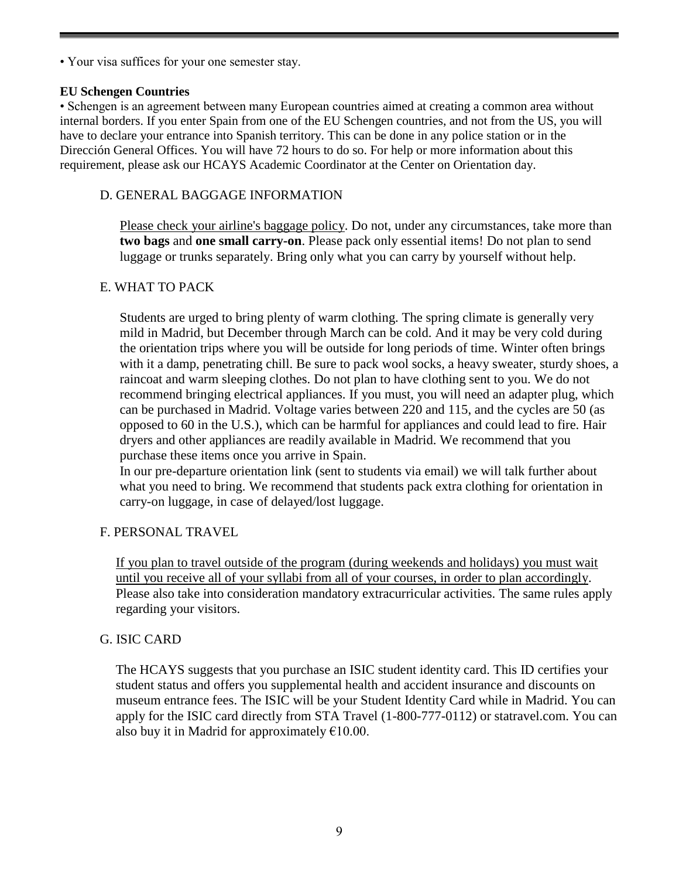• Your visa suffices for your one semester stay.

**EU Schengen Countries**

• Schengen is an agreement between many European countries aimed at creating a common area without internal borders. If you enter Spain from one of the EU Schengen countries, and not from the US, you will have to declare your entrance into Spanish territory. This can be done in any police station or in the Dirección General Offices. You will have 72 hours to do so. For help or more information about this requirement, please ask our HCAYS Academic Coordinator at the Center on Orientation day.

## D. GENERAL BAGGAGE INFORMATION

Please check your airline's baggage policy. Do not, under any circumstances, take more than **two bags** and **one small carry-on**. Please pack only essential items! Do not plan to send luggage or trunks separately. Bring only what you can carry by yourself without help.

## E. WHAT TO PACK

Students are urged to bring plenty of warm clothing. The spring climate is generally very mild in Madrid, but December through March can be cold. And it may be very cold during the orientation trips where you will be outside for long periods of time. Winter often brings with it a damp, penetrating chill. Be sure to pack wool socks, a heavy sweater, sturdy shoes, a raincoat and warm sleeping clothes. Do not plan to have clothing sent to you. We do not recommend bringing electrical appliances. If you must, you will need an adapter plug, which can be purchased in Madrid. Voltage varies between 220 and 115, and the cycles are 50 (as opposed to 60 in the U.S.), which can be harmful for appliances and could lead to fire. Hair dryers and other appliances are readily available in Madrid. We recommend that you purchase these items once you arrive in Spain.

In our pre-departure orientation link (sent to students via email) we will talk further about what you need to bring. We recommend that students pack extra clothing for orientation in carry-on luggage, in case of delayed/lost luggage.

## F. PERSONAL TRAVEL

If you plan to travel outside of the program (during weekends and holidays) you must wait until you receive all of your syllabi from all of your courses, in order to plan accordingly. Please also take into consideration mandatory extracurricular activities. The same rules apply regarding your visitors.

## G. ISIC CARD

The HCAYS suggests that you purchase an ISIC student identity card. This ID certifies your student status and offers you supplemental health and accident insurance and discounts on museum entrance fees. The ISIC will be your Student Identity Card while in Madrid. You can apply for the ISIC card directly from STA Travel (1-800-777-0112) or statravel.com. You can also buy it in Madrid for approximately €10.00.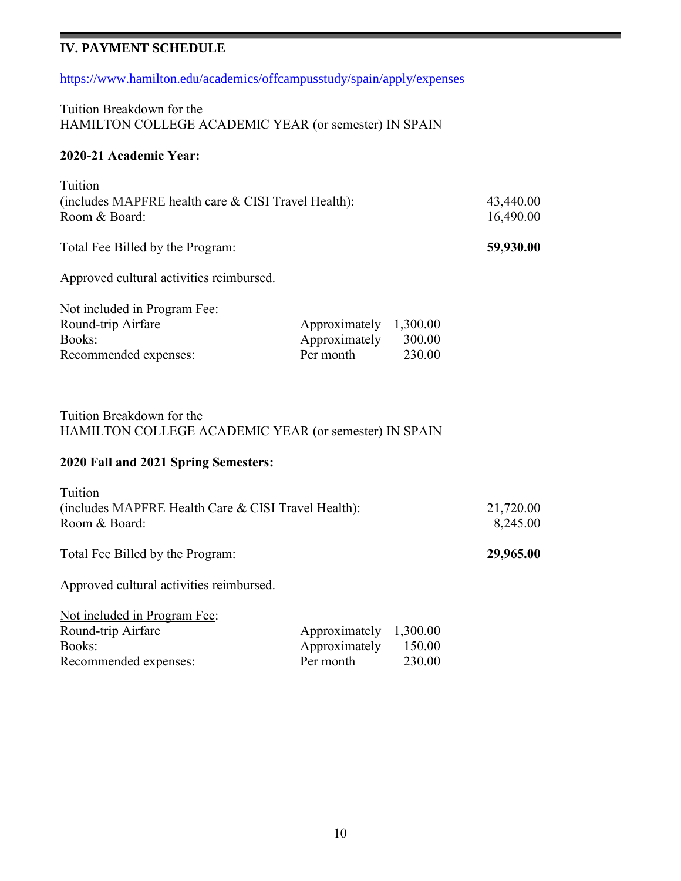## IV. PAYMENT SCHEDULE

https://www.hamilton.edu/academics/offcampusstudy/spain/apply/expenses

Tuition Breakdown for the
HAMILTON COLLEGE ACADEMIC YEAR (or semester) IN SPAIN

**2020-21 Academic Year:**

| | |
|---|---|
| Tuition (includes MAPFRE health care & CISI Travel Health): | 43,440.00 |
| Room & Board: | 16,490.00 |
| Total Fee Billed by the Program: | **59,930.00** |

Approved cultural activities reimbursed.

Not included in Program Fee:

| | | |
|---|---|---|
| Round-trip Airfare | Approximately | 1,300.00 |
| Books: | Approximately | 300.00 |
| Recommended expenses: | Per month | 230.00 |

Tuition Breakdown for the
HAMILTON COLLEGE ACADEMIC YEAR (or semester) IN SPAIN

**2020 Fall and 2021 Spring Semesters:**

| | |
|---|---|
| Tuition (includes MAPFRE Health Care & CISI Travel Health): | 21,720.00 |
| Room & Board: | 8,245.00 |
| Total Fee Billed by the Program: | **29,965.00** |

Approved cultural activities reimbursed.

Not included in Program Fee:

| | | |
|---|---|---|
| Round-trip Airfare | Approximately | 1,300.00 |
| Books: | Approximately | 150.00 |
| Recommended expenses: | Per month | 230.00 |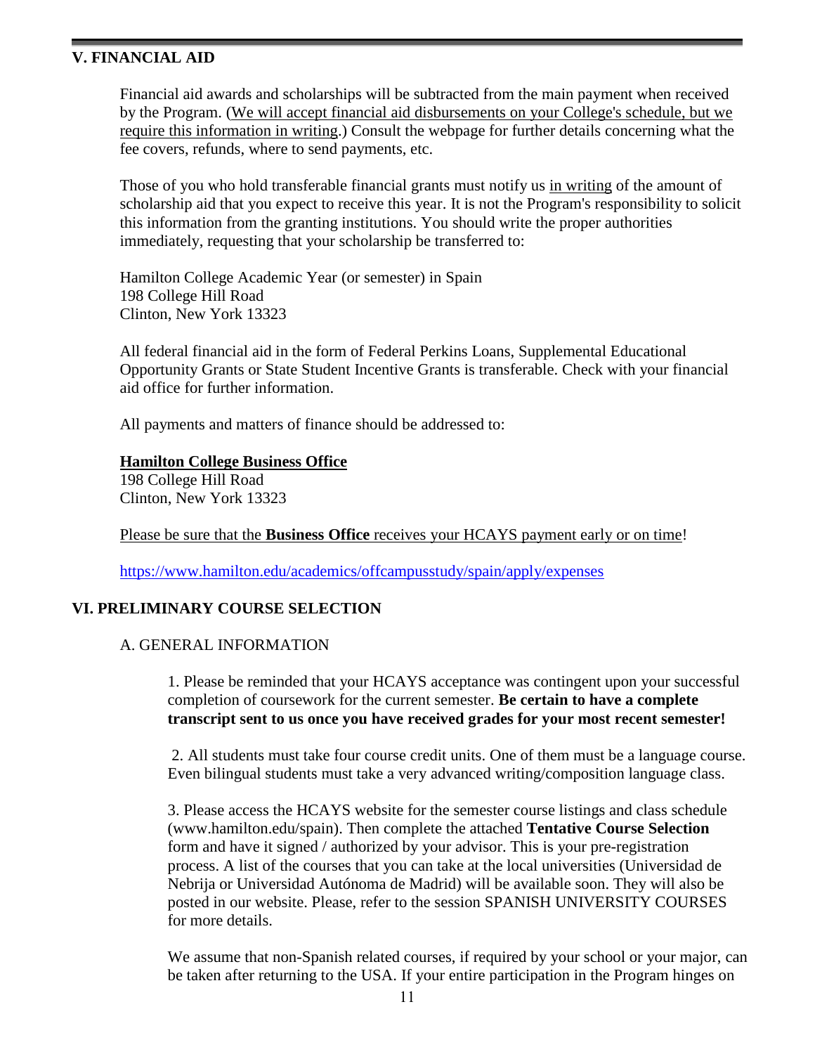## V. FINANCIAL AID

Financial aid awards and scholarships will be subtracted from the main payment when received by the Program. (We will accept financial aid disbursements on your College's schedule, but we require this information in writing.) Consult the webpage for further details concerning what the fee covers, refunds, where to send payments, etc.

Those of you who hold transferable financial grants must notify us in writing of the amount of scholarship aid that you expect to receive this year. It is not the Program's responsibility to solicit this information from the granting institutions. You should write the proper authorities immediately, requesting that your scholarship be transferred to:

Hamilton College Academic Year (or semester) in Spain
198 College Hill Road
Clinton, New York 13323

All federal financial aid in the form of Federal Perkins Loans, Supplemental Educational Opportunity Grants or State Student Incentive Grants is transferable. Check with your financial aid office for further information.

All payments and matters of finance should be addressed to:

**Hamilton College Business Office**
198 College Hill Road
Clinton, New York 13323

Please be sure that the **Business Office** receives your HCAYS payment early or on time!

https://www.hamilton.edu/academics/offcampusstudy/spain/apply/expenses

## VI. PRELIMINARY COURSE SELECTION

### A. GENERAL INFORMATION

1. Please be reminded that your HCAYS acceptance was contingent upon your successful completion of coursework for the current semester. **Be certain to have a complete transcript sent to us once you have received grades for your most recent semester!**

2. All students must take four course credit units. One of them must be a language course. Even bilingual students must take a very advanced writing/composition language class.

3. Please access the HCAYS website for the semester course listings and class schedule (www.hamilton.edu/spain). Then complete the attached **Tentative Course Selection** form and have it signed / authorized by your advisor. This is your pre-registration process. A list of the courses that you can take at the local universities (Universidad de Nebrija or Universidad Autónoma de Madrid) will be available soon. They will also be posted in our website. Please, refer to the session SPANISH UNIVERSITY COURSES for more details.

We assume that non-Spanish related courses, if required by your school or your major, can be taken after returning to the USA. If your entire participation in the Program hinges on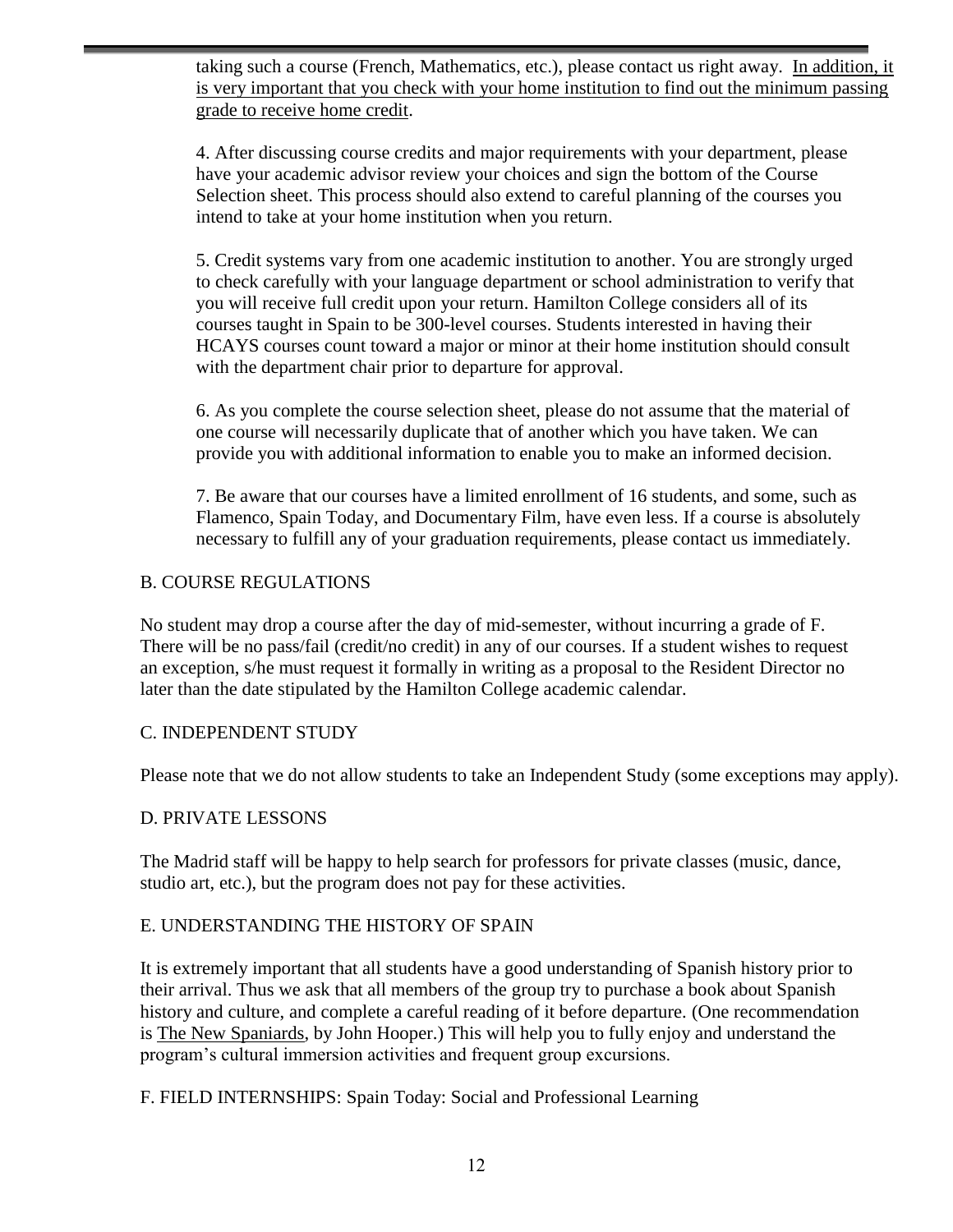taking such a course (French, Mathematics, etc.), please contact us right away. <u>In addition, it is very important that you check with your home institution to find out the minimum passing grade to receive home credit</u>.

4. After discussing course credits and major requirements with your department, please have your academic advisor review your choices and sign the bottom of the Course Selection sheet. This process should also extend to careful planning of the courses you intend to take at your home institution when you return.

5. Credit systems vary from one academic institution to another. You are strongly urged to check carefully with your language department or school administration to verify that you will receive full credit upon your return. Hamilton College considers all of its courses taught in Spain to be 300-level courses. Students interested in having their HCAYS courses count toward a major or minor at their home institution should consult with the department chair prior to departure for approval.

6. As you complete the course selection sheet, please do not assume that the material of one course will necessarily duplicate that of another which you have taken. We can provide you with additional information to enable you to make an informed decision.

7. Be aware that our courses have a limited enrollment of 16 students, and some, such as Flamenco, Spain Today, and Documentary Film, have even less. If a course is absolutely necessary to fulfill any of your graduation requirements, please contact us immediately.

## B. COURSE REGULATIONS

No student may drop a course after the day of mid-semester, without incurring a grade of F. There will be no pass/fail (credit/no credit) in any of our courses. If a student wishes to request an exception, s/he must request it formally in writing as a proposal to the Resident Director no later than the date stipulated by the Hamilton College academic calendar.

## C. INDEPENDENT STUDY

Please note that we do not allow students to take an Independent Study (some exceptions may apply).

## D. PRIVATE LESSONS

The Madrid staff will be happy to help search for professors for private classes (music, dance, studio art, etc.), but the program does not pay for these activities.

## E. UNDERSTANDING THE HISTORY OF SPAIN

It is extremely important that all students have a good understanding of Spanish history prior to their arrival. Thus we ask that all members of the group try to purchase a book about Spanish history and culture, and complete a careful reading of it before departure. (One recommendation is <u>The New Spaniards</u>, by John Hooper.) This will help you to fully enjoy and understand the program's cultural immersion activities and frequent group excursions.

## F. FIELD INTERNSHIPS: Spain Today: Social and Professional Learning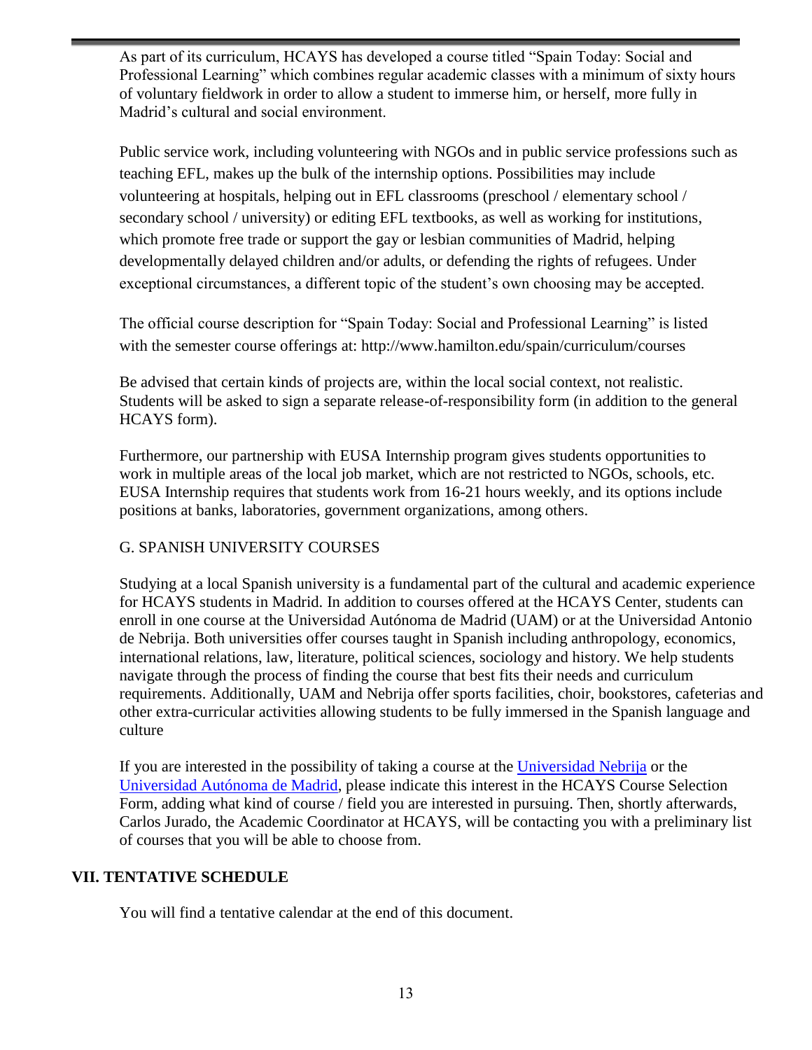As part of its curriculum, HCAYS has developed a course titled "Spain Today: Social and Professional Learning" which combines regular academic classes with a minimum of sixty hours of voluntary fieldwork in order to allow a student to immerse him, or herself, more fully in Madrid's cultural and social environment.

Public service work, including volunteering with NGOs and in public service professions such as teaching EFL, makes up the bulk of the internship options. Possibilities may include volunteering at hospitals, helping out in EFL classrooms (preschool / elementary school / secondary school / university) or editing EFL textbooks, as well as working for institutions, which promote free trade or support the gay or lesbian communities of Madrid, helping developmentally delayed children and/or adults, or defending the rights of refugees. Under exceptional circumstances, a different topic of the student's own choosing may be accepted.

The official course description for "Spain Today: Social and Professional Learning" is listed with the semester course offerings at: http://www.hamilton.edu/spain/curriculum/courses

Be advised that certain kinds of projects are, within the local social context, not realistic. Students will be asked to sign a separate release-of-responsibility form (in addition to the general HCAYS form).

Furthermore, our partnership with EUSA Internship program gives students opportunities to work in multiple areas of the local job market, which are not restricted to NGOs, schools, etc. EUSA Internship requires that students work from 16-21 hours weekly, and its options include positions at banks, laboratories, government organizations, among others.

### G. SPANISH UNIVERSITY COURSES

Studying at a local Spanish university is a fundamental part of the cultural and academic experience for HCAYS students in Madrid. In addition to courses offered at the HCAYS Center, students can enroll in one course at the Universidad Autónoma de Madrid (UAM) or at the Universidad Antonio de Nebrija. Both universities offer courses taught in Spanish including anthropology, economics, international relations, law, literature, political sciences, sociology and history. We help students navigate through the process of finding the course that best fits their needs and curriculum requirements. Additionally, UAM and Nebrija offer sports facilities, choir, bookstores, cafeterias and other extra-curricular activities allowing students to be fully immersed in the Spanish language and culture

If you are interested in the possibility of taking a course at the Universidad Nebrija or the Universidad Autónoma de Madrid, please indicate this interest in the HCAYS Course Selection Form, adding what kind of course / field you are interested in pursuing. Then, shortly afterwards, Carlos Jurado, the Academic Coordinator at HCAYS, will be contacting you with a preliminary list of courses that you will be able to choose from.

## VII. TENTATIVE SCHEDULE

You will find a tentative calendar at the end of this document.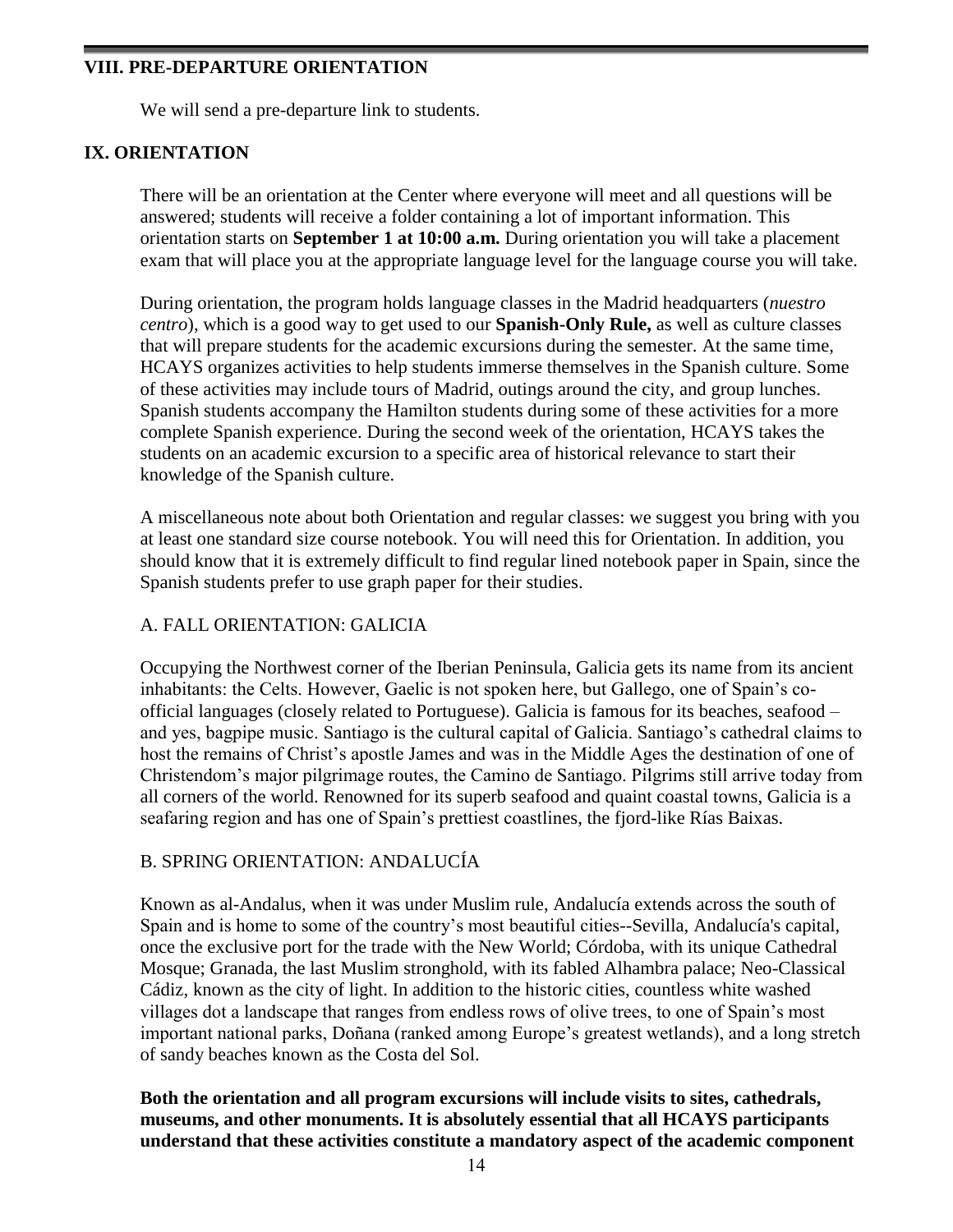## VIII. PRE-DEPARTURE ORIENTATION

We will send a pre-departure link to students.

## IX. ORIENTATION

There will be an orientation at the Center where everyone will meet and all questions will be answered; students will receive a folder containing a lot of important information. This orientation starts on **September 1 at 10:00 a.m.** During orientation you will take a placement exam that will place you at the appropriate language level for the language course you will take.

During orientation, the program holds language classes in the Madrid headquarters (*nuestro centro*), which is a good way to get used to our **Spanish-Only Rule,** as well as culture classes that will prepare students for the academic excursions during the semester. At the same time, HCAYS organizes activities to help students immerse themselves in the Spanish culture. Some of these activities may include tours of Madrid, outings around the city, and group lunches. Spanish students accompany the Hamilton students during some of these activities for a more complete Spanish experience. During the second week of the orientation, HCAYS takes the students on an academic excursion to a specific area of historical relevance to start their knowledge of the Spanish culture.

A miscellaneous note about both Orientation and regular classes: we suggest you bring with you at least one standard size course notebook. You will need this for Orientation. In addition, you should know that it is extremely difficult to find regular lined notebook paper in Spain, since the Spanish students prefer to use graph paper for their studies.

### A. FALL ORIENTATION: GALICIA

Occupying the Northwest corner of the Iberian Peninsula, Galicia gets its name from its ancient inhabitants: the Celts. However, Gaelic is not spoken here, but Gallego, one of Spain's co-official languages (closely related to Portuguese). Galicia is famous for its beaches, seafood – and yes, bagpipe music. Santiago is the cultural capital of Galicia. Santiago's cathedral claims to host the remains of Christ's apostle James and was in the Middle Ages the destination of one of Christendom's major pilgrimage routes, the Camino de Santiago. Pilgrims still arrive today from all corners of the world. Renowned for its superb seafood and quaint coastal towns, Galicia is a seafaring region and has one of Spain's prettiest coastlines, the fjord-like Rías Baixas.

### B. SPRING ORIENTATION: ANDALUCÍA

Known as al-Andalus, when it was under Muslim rule, Andalucía extends across the south of Spain and is home to some of the country's most beautiful cities--Sevilla, Andalucía's capital, once the exclusive port for the trade with the New World; Córdoba, with its unique Cathedral Mosque; Granada, the last Muslim stronghold, with its fabled Alhambra palace; Neo-Classical Cádiz, known as the city of light. In addition to the historic cities, countless white washed villages dot a landscape that ranges from endless rows of olive trees, to one of Spain's most important national parks, Doñana (ranked among Europe's greatest wetlands), and a long stretch of sandy beaches known as the Costa del Sol.

**Both the orientation and all program excursions will include visits to sites, cathedrals, museums, and other monuments. It is absolutely essential that all HCAYS participants understand that these activities constitute a mandatory aspect of the academic component**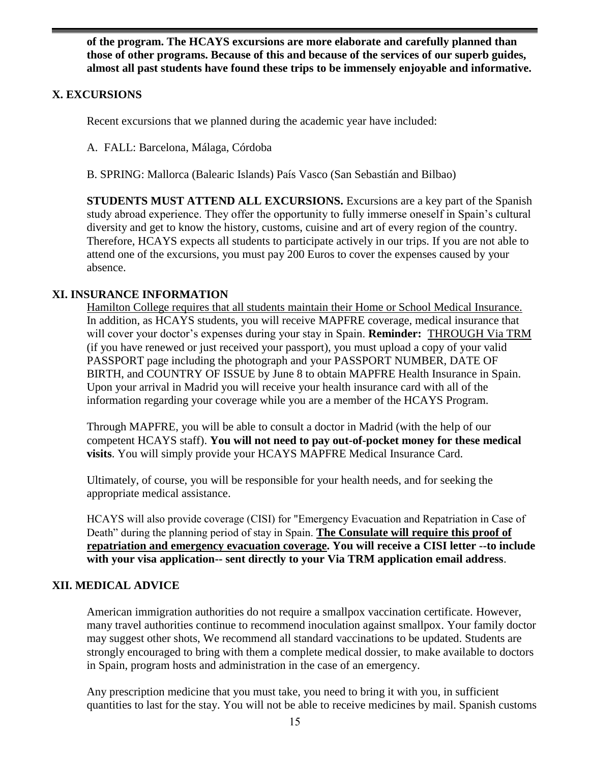**of the program. The HCAYS excursions are more elaborate and carefully planned than those of other programs. Because of this and because of the services of our superb guides, almost all past students have found these trips to be immensely enjoyable and informative.**

## X. EXCURSIONS

Recent excursions that we planned during the academic year have included:

A. FALL: Barcelona, Málaga, Córdoba

B. SPRING: Mallorca (Balearic Islands) País Vasco (San Sebastián and Bilbao)

**STUDENTS MUST ATTEND ALL EXCURSIONS.** Excursions are a key part of the Spanish study abroad experience. They offer the opportunity to fully immerse oneself in Spain's cultural diversity and get to know the history, customs, cuisine and art of every region of the country. Therefore, HCAYS expects all students to participate actively in our trips. If you are not able to attend one of the excursions, you must pay 200 Euros to cover the expenses caused by your absence.

## XI. INSURANCE INFORMATION

<u>Hamilton College requires that all students maintain their Home or School Medical Insurance.</u> In addition, as HCAYS students, you will receive MAPFRE coverage, medical insurance that will cover your doctor's expenses during your stay in Spain. **Reminder:** <u>THROUGH Via TRM</u> (if you have renewed or just received your passport), you must upload a copy of your valid PASSPORT page including the photograph and your PASSPORT NUMBER, DATE OF BIRTH, and COUNTRY OF ISSUE by June 8 to obtain MAPFRE Health Insurance in Spain. Upon your arrival in Madrid you will receive your health insurance card with all of the information regarding your coverage while you are a member of the HCAYS Program.

Through MAPFRE, you will be able to consult a doctor in Madrid (with the help of our competent HCAYS staff). **You will not need to pay out-of-pocket money for these medical visits**. You will simply provide your HCAYS MAPFRE Medical Insurance Card.

Ultimately, of course, you will be responsible for your health needs, and for seeking the appropriate medical assistance.

HCAYS will also provide coverage (CISI) for "Emergency Evacuation and Repatriation in Case of Death" during the planning period of stay in Spain. **<u>The Consulate will require this proof of repatriation and emergency evacuation coverage</u>. You will receive a CISI letter --to include with your visa application-- sent directly to your Via TRM application email address**.

## XII. MEDICAL ADVICE

American immigration authorities do not require a smallpox vaccination certificate. However, many travel authorities continue to recommend inoculation against smallpox. Your family doctor may suggest other shots, We recommend all standard vaccinations to be updated. Students are strongly encouraged to bring with them a complete medical dossier, to make available to doctors in Spain, program hosts and administration in the case of an emergency.

Any prescription medicine that you must take, you need to bring it with you, in sufficient quantities to last for the stay. You will not be able to receive medicines by mail. Spanish customs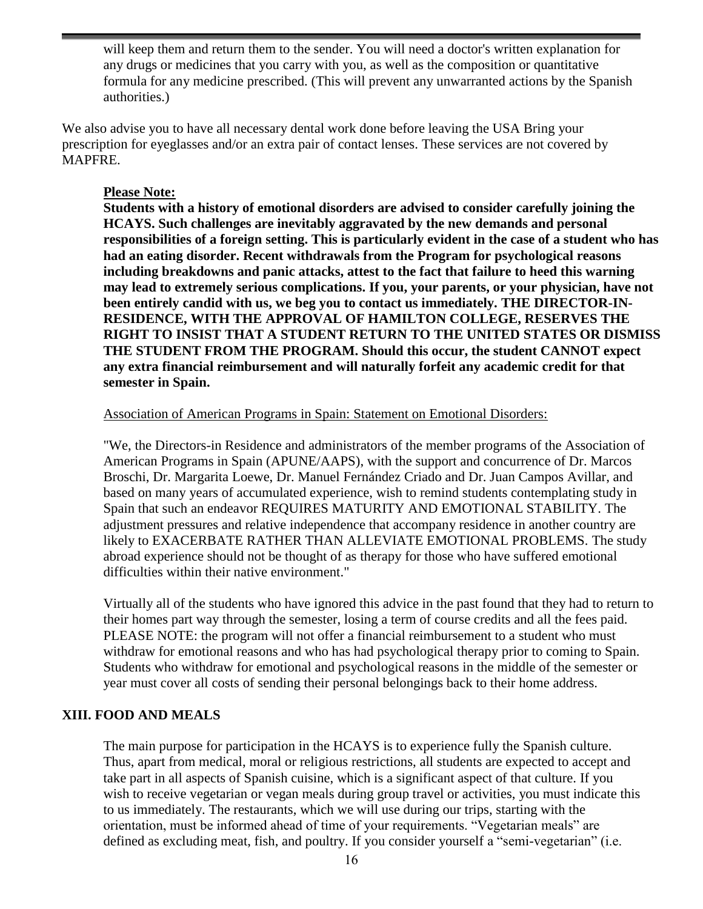will keep them and return them to the sender. You will need a doctor's written explanation for any drugs or medicines that you carry with you, as well as the composition or quantitative formula for any medicine prescribed. (This will prevent any unwarranted actions by the Spanish authorities.)

We also advise you to have all necessary dental work done before leaving the USA Bring your prescription for eyeglasses and/or an extra pair of contact lenses. These services are not covered by MAPFRE.

**Please Note:**
**Students with a history of emotional disorders are advised to consider carefully joining the HCAYS. Such challenges are inevitably aggravated by the new demands and personal responsibilities of a foreign setting. This is particularly evident in the case of a student who has had an eating disorder. Recent withdrawals from the Program for psychological reasons including breakdowns and panic attacks, attest to the fact that failure to heed this warning may lead to extremely serious complications. If you, your parents, or your physician, have not been entirely candid with us, we beg you to contact us immediately. THE DIRECTOR-IN-RESIDENCE, WITH THE APPROVAL OF HAMILTON COLLEGE, RESERVES THE RIGHT TO INSIST THAT A STUDENT RETURN TO THE UNITED STATES OR DISMISS THE STUDENT FROM THE PROGRAM. Should this occur, the student CANNOT expect any extra financial reimbursement and will naturally forfeit any academic credit for that semester in Spain.**

Association of American Programs in Spain: Statement on Emotional Disorders:

"We, the Directors-in Residence and administrators of the member programs of the Association of American Programs in Spain (APUNE/AAPS), with the support and concurrence of Dr. Marcos Broschi, Dr. Margarita Loewe, Dr. Manuel Fernández Criado and Dr. Juan Campos Avillar, and based on many years of accumulated experience, wish to remind students contemplating study in Spain that such an endeavor REQUIRES MATURITY AND EMOTIONAL STABILITY. The adjustment pressures and relative independence that accompany residence in another country are likely to EXACERBATE RATHER THAN ALLEVIATE EMOTIONAL PROBLEMS. The study abroad experience should not be thought of as therapy for those who have suffered emotional difficulties within their native environment."

Virtually all of the students who have ignored this advice in the past found that they had to return to their homes part way through the semester, losing a term of course credits and all the fees paid. PLEASE NOTE: the program will not offer a financial reimbursement to a student who must withdraw for emotional reasons and who has had psychological therapy prior to coming to Spain. Students who withdraw for emotional and psychological reasons in the middle of the semester or year must cover all costs of sending their personal belongings back to their home address.

## XIII. FOOD AND MEALS

The main purpose for participation in the HCAYS is to experience fully the Spanish culture. Thus, apart from medical, moral or religious restrictions, all students are expected to accept and take part in all aspects of Spanish cuisine, which is a significant aspect of that culture. If you wish to receive vegetarian or vegan meals during group travel or activities, you must indicate this to us immediately. The restaurants, which we will use during our trips, starting with the orientation, must be informed ahead of time of your requirements. "Vegetarian meals" are defined as excluding meat, fish, and poultry. If you consider yourself a "semi-vegetarian" (i.e.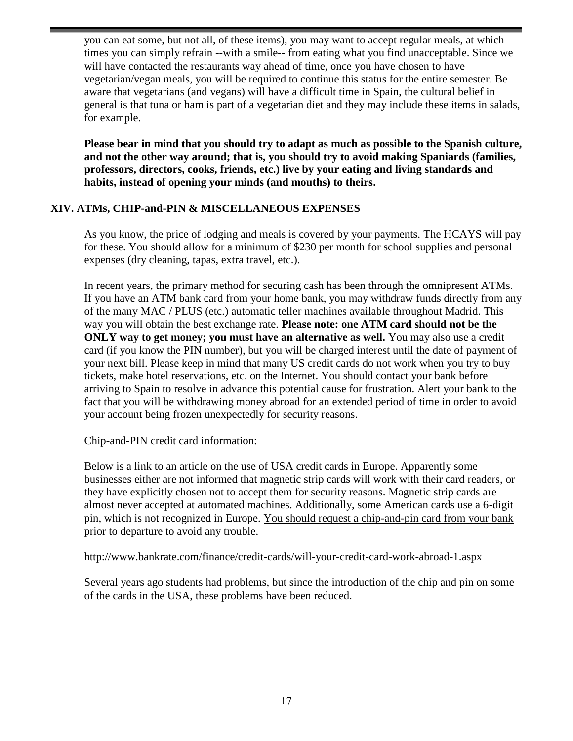you can eat some, but not all, of these items), you may want to accept regular meals, at which times you can simply refrain --with a smile-- from eating what you find unacceptable. Since we will have contacted the restaurants way ahead of time, once you have chosen to have vegetarian/vegan meals, you will be required to continue this status for the entire semester. Be aware that vegetarians (and vegans) will have a difficult time in Spain, the cultural belief in general is that tuna or ham is part of a vegetarian diet and they may include these items in salads, for example.

**Please bear in mind that you should try to adapt as much as possible to the Spanish culture, and not the other way around; that is, you should try to avoid making Spaniards (families, professors, directors, cooks, friends, etc.) live by your eating and living standards and habits, instead of opening your minds (and mouths) to theirs.**

## XIV. ATMs, CHIP-and-PIN & MISCELLANEOUS EXPENSES

As you know, the price of lodging and meals is covered by your payments. The HCAYS will pay for these. You should allow for a minimum of $230 per month for school supplies and personal expenses (dry cleaning, tapas, extra travel, etc.).

In recent years, the primary method for securing cash has been through the omnipresent ATMs. If you have an ATM bank card from your home bank, you may withdraw funds directly from any of the many MAC / PLUS (etc.) automatic teller machines available throughout Madrid. This way you will obtain the best exchange rate. **Please note: one ATM card should not be the ONLY way to get money; you must have an alternative as well.** You may also use a credit card (if you know the PIN number), but you will be charged interest until the date of payment of your next bill. Please keep in mind that many US credit cards do not work when you try to buy tickets, make hotel reservations, etc. on the Internet. You should contact your bank before arriving to Spain to resolve in advance this potential cause for frustration. Alert your bank to the fact that you will be withdrawing money abroad for an extended period of time in order to avoid your account being frozen unexpectedly for security reasons.

Chip-and-PIN credit card information:

Below is a link to an article on the use of USA credit cards in Europe. Apparently some businesses either are not informed that magnetic strip cards will work with their card readers, or they have explicitly chosen not to accept them for security reasons. Magnetic strip cards are almost never accepted at automated machines. Additionally, some American cards use a 6-digit pin, which is not recognized in Europe. You should request a chip-and-pin card from your bank prior to departure to avoid any trouble.

http://www.bankrate.com/finance/credit-cards/will-your-credit-card-work-abroad-1.aspx

Several years ago students had problems, but since the introduction of the chip and pin on some of the cards in the USA, these problems have been reduced.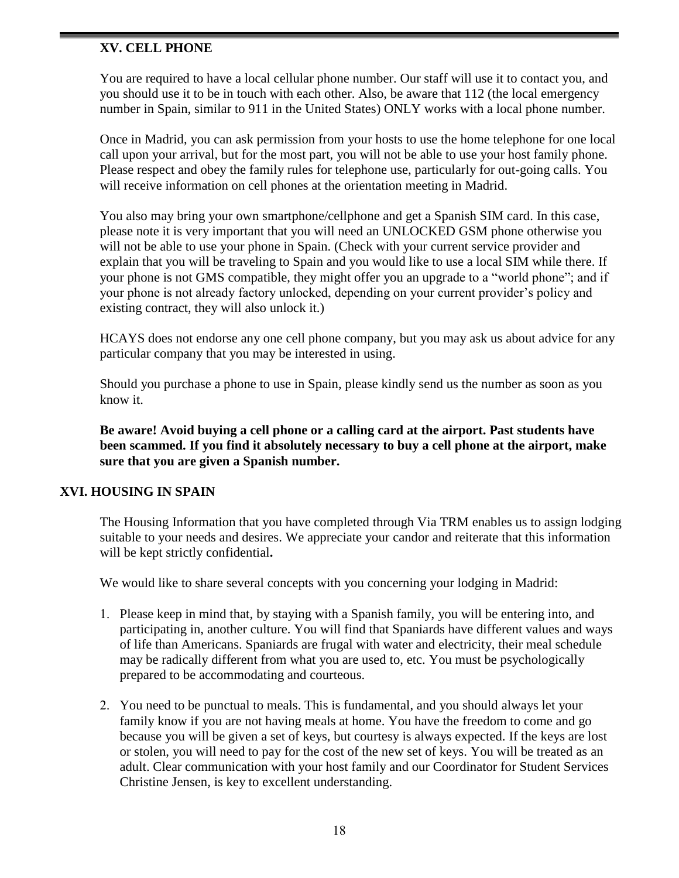## XV. CELL PHONE

You are required to have a local cellular phone number. Our staff will use it to contact you, and you should use it to be in touch with each other. Also, be aware that 112 (the local emergency number in Spain, similar to 911 in the United States) ONLY works with a local phone number.

Once in Madrid, you can ask permission from your hosts to use the home telephone for one local call upon your arrival, but for the most part, you will not be able to use your host family phone. Please respect and obey the family rules for telephone use, particularly for out-going calls. You will receive information on cell phones at the orientation meeting in Madrid.

You also may bring your own smartphone/cellphone and get a Spanish SIM card. In this case, please note it is very important that you will need an UNLOCKED GSM phone otherwise you will not be able to use your phone in Spain. (Check with your current service provider and explain that you will be traveling to Spain and you would like to use a local SIM while there. If your phone is not GMS compatible, they might offer you an upgrade to a "world phone"; and if your phone is not already factory unlocked, depending on your current provider's policy and existing contract, they will also unlock it.)

HCAYS does not endorse any one cell phone company, but you may ask us about advice for any particular company that you may be interested in using.

Should you purchase a phone to use in Spain, please kindly send us the number as soon as you know it.

**Be aware! Avoid buying a cell phone or a calling card at the airport. Past students have been scammed. If you find it absolutely necessary to buy a cell phone at the airport, make sure that you are given a Spanish number.**

## XVI. HOUSING IN SPAIN

The Housing Information that you have completed through Via TRM enables us to assign lodging suitable to your needs and desires. We appreciate your candor and reiterate that this information will be kept strictly confidential**.**

We would like to share several concepts with you concerning your lodging in Madrid:

1. Please keep in mind that, by staying with a Spanish family, you will be entering into, and participating in, another culture. You will find that Spaniards have different values and ways of life than Americans. Spaniards are frugal with water and electricity, their meal schedule may be radically different from what you are used to, etc. You must be psychologically prepared to be accommodating and courteous.

2. You need to be punctual to meals. This is fundamental, and you should always let your family know if you are not having meals at home. You have the freedom to come and go because you will be given a set of keys, but courtesy is always expected. If the keys are lost or stolen, you will need to pay for the cost of the new set of keys. You will be treated as an adult. Clear communication with your host family and our Coordinator for Student Services Christine Jensen, is key to excellent understanding.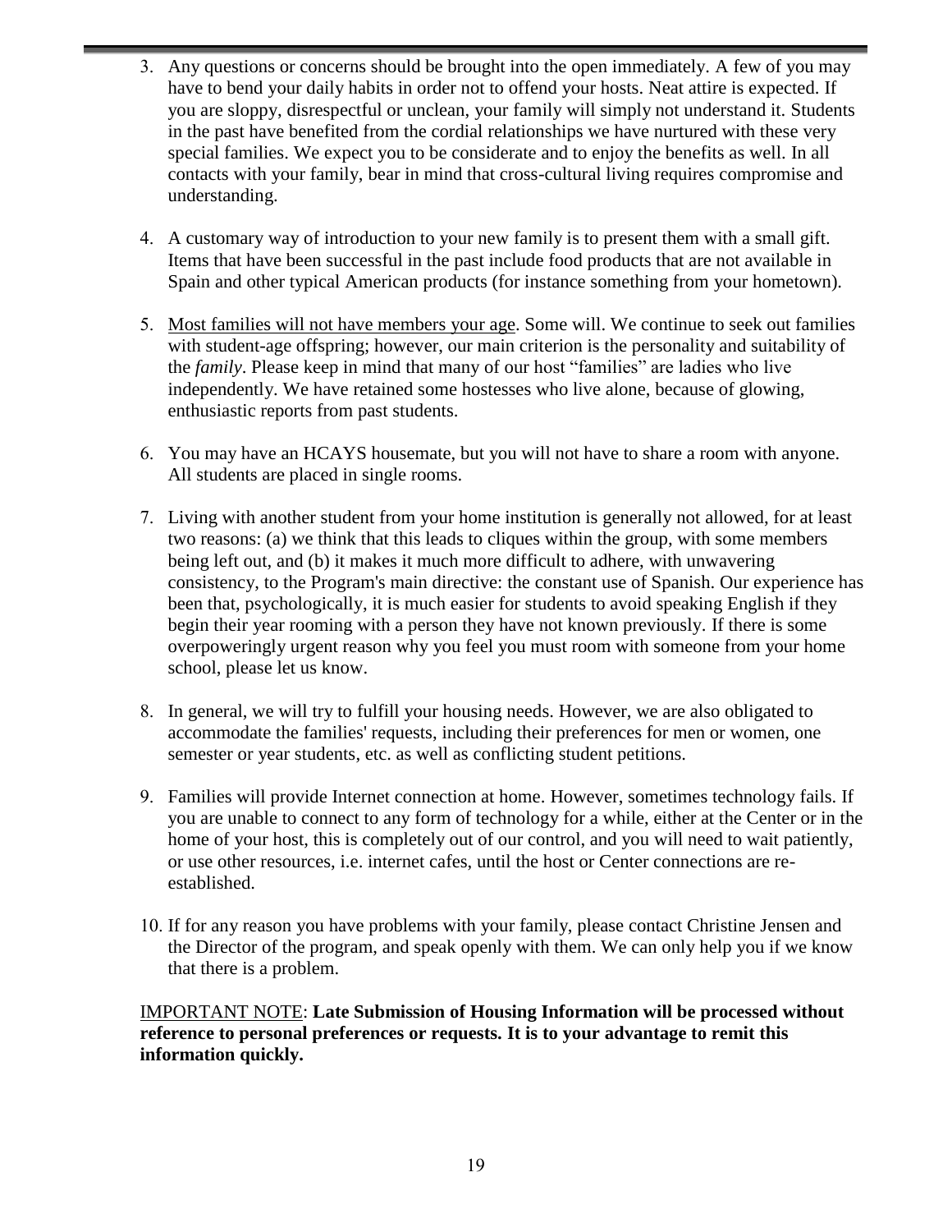3. Any questions or concerns should be brought into the open immediately. A few of you may have to bend your daily habits in order not to offend your hosts. Neat attire is expected. If you are sloppy, disrespectful or unclean, your family will simply not understand it. Students in the past have benefited from the cordial relationships we have nurtured with these very special families. We expect you to be considerate and to enjoy the benefits as well. In all contacts with your family, bear in mind that cross-cultural living requires compromise and understanding.

4. A customary way of introduction to your new family is to present them with a small gift. Items that have been successful in the past include food products that are not available in Spain and other typical American products (for instance something from your hometown).

5. <u>Most families will not have members your age</u>. Some will. We continue to seek out families with student-age offspring; however, our main criterion is the personality and suitability of the *family*. Please keep in mind that many of our host "families" are ladies who live independently. We have retained some hostesses who live alone, because of glowing, enthusiastic reports from past students.

6. You may have an HCAYS housemate, but you will not have to share a room with anyone. All students are placed in single rooms.

7. Living with another student from your home institution is generally not allowed, for at least two reasons: (a) we think that this leads to cliques within the group, with some members being left out, and (b) it makes it much more difficult to adhere, with unwavering consistency, to the Program's main directive: the constant use of Spanish. Our experience has been that, psychologically, it is much easier for students to avoid speaking English if they begin their year rooming with a person they have not known previously. If there is some overpoweringly urgent reason why you feel you must room with someone from your home school, please let us know.

8. In general, we will try to fulfill your housing needs. However, we are also obligated to accommodate the families' requests, including their preferences for men or women, one semester or year students, etc. as well as conflicting student petitions.

9. Families will provide Internet connection at home. However, sometimes technology fails. If you are unable to connect to any form of technology for a while, either at the Center or in the home of your host, this is completely out of our control, and you will need to wait patiently, or use other resources, i.e. internet cafes, until the host or Center connections are re-established.

10. If for any reason you have problems with your family, please contact Christine Jensen and the Director of the program, and speak openly with them. We can only help you if we know that there is a problem.

<u>IMPORTANT NOTE</u>: **Late Submission of Housing Information will be processed without reference to personal preferences or requests. It is to your advantage to remit this information quickly.**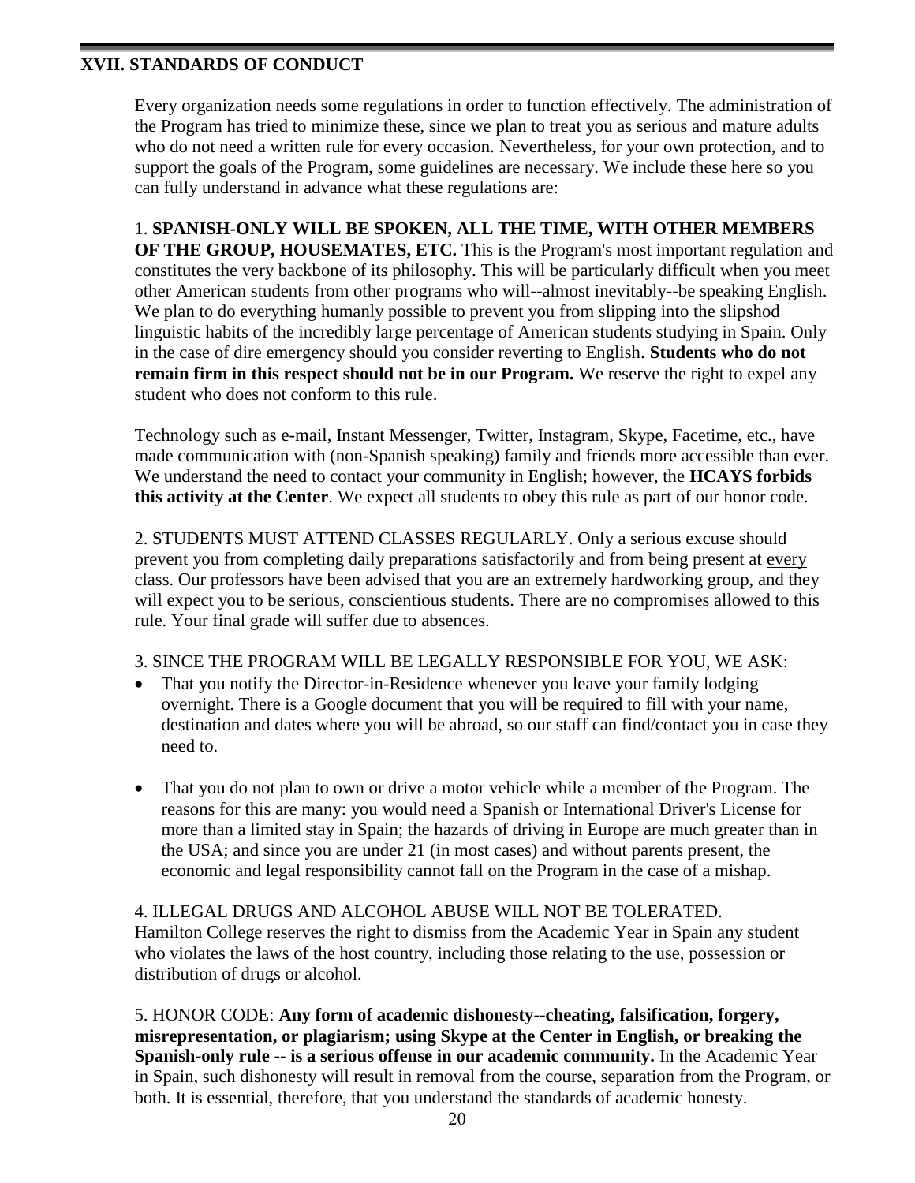## XVII. STANDARDS OF CONDUCT

Every organization needs some regulations in order to function effectively. The administration of the Program has tried to minimize these, since we plan to treat you as serious and mature adults who do not need a written rule for every occasion. Nevertheless, for your own protection, and to support the goals of the Program, some guidelines are necessary. We include these here so you can fully understand in advance what these regulations are:

1. **SPANISH-ONLY WILL BE SPOKEN, ALL THE TIME, WITH OTHER MEMBERS OF THE GROUP, HOUSEMATES, ETC.** This is the Program's most important regulation and constitutes the very backbone of its philosophy. This will be particularly difficult when you meet other American students from other programs who will--almost inevitably--be speaking English. We plan to do everything humanly possible to prevent you from slipping into the slipshod linguistic habits of the incredibly large percentage of American students studying in Spain. Only in the case of dire emergency should you consider reverting to English. **Students who do not remain firm in this respect should not be in our Program.** We reserve the right to expel any student who does not conform to this rule.

Technology such as e-mail, Instant Messenger, Twitter, Instagram, Skype, Facetime, etc., have made communication with (non-Spanish speaking) family and friends more accessible than ever. We understand the need to contact your community in English; however, the **HCAYS forbids this activity at the Center**. We expect all students to obey this rule as part of our honor code.

2. STUDENTS MUST ATTEND CLASSES REGULARLY. Only a serious excuse should prevent you from completing daily preparations satisfactorily and from being present at <u>every</u> class. Our professors have been advised that you are an extremely hardworking group, and they will expect you to be serious, conscientious students. There are no compromises allowed to this rule. Your final grade will suffer due to absences.

3. SINCE THE PROGRAM WILL BE LEGALLY RESPONSIBLE FOR YOU, WE ASK:

- That you notify the Director-in-Residence whenever you leave your family lodging overnight. There is a Google document that you will be required to fill with your name, destination and dates where you will be abroad, so our staff can find/contact you in case they need to.

- That you do not plan to own or drive a motor vehicle while a member of the Program. The reasons for this are many: you would need a Spanish or International Driver's License for more than a limited stay in Spain; the hazards of driving in Europe are much greater than in the USA; and since you are under 21 (in most cases) and without parents present, the economic and legal responsibility cannot fall on the Program in the case of a mishap.

4. ILLEGAL DRUGS AND ALCOHOL ABUSE WILL NOT BE TOLERATED. Hamilton College reserves the right to dismiss from the Academic Year in Spain any student who violates the laws of the host country, including those relating to the use, possession or distribution of drugs or alcohol.

5. HONOR CODE: **Any form of academic dishonesty--cheating, falsification, forgery, misrepresentation, or plagiarism; using Skype at the Center in English, or breaking the Spanish-only rule -- is a serious offense in our academic community.** In the Academic Year in Spain, such dishonesty will result in removal from the course, separation from the Program, or both. It is essential, therefore, that you understand the standards of academic honesty.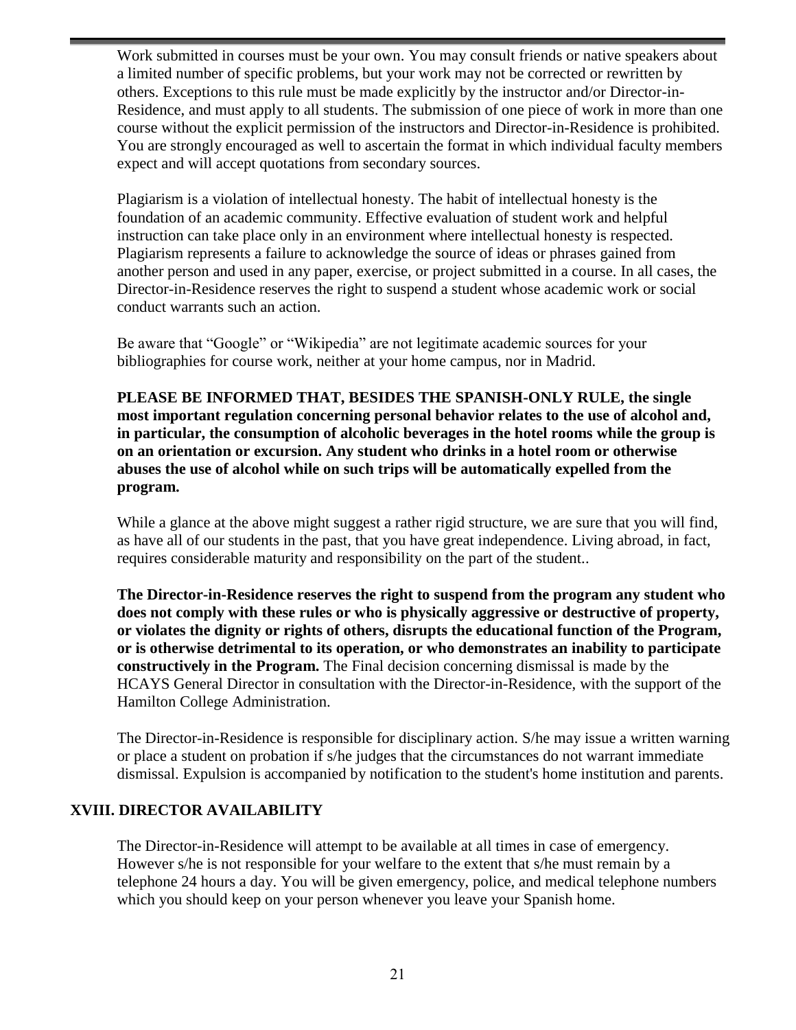Work submitted in courses must be your own. You may consult friends or native speakers about a limited number of specific problems, but your work may not be corrected or rewritten by others. Exceptions to this rule must be made explicitly by the instructor and/or Director-in-Residence, and must apply to all students. The submission of one piece of work in more than one course without the explicit permission of the instructors and Director-in-Residence is prohibited. You are strongly encouraged as well to ascertain the format in which individual faculty members expect and will accept quotations from secondary sources.

Plagiarism is a violation of intellectual honesty. The habit of intellectual honesty is the foundation of an academic community. Effective evaluation of student work and helpful instruction can take place only in an environment where intellectual honesty is respected. Plagiarism represents a failure to acknowledge the source of ideas or phrases gained from another person and used in any paper, exercise, or project submitted in a course. In all cases, the Director-in-Residence reserves the right to suspend a student whose academic work or social conduct warrants such an action.

Be aware that "Google" or "Wikipedia" are not legitimate academic sources for your bibliographies for course work, neither at your home campus, nor in Madrid.

**PLEASE BE INFORMED THAT, BESIDES THE SPANISH-ONLY RULE, the single most important regulation concerning personal behavior relates to the use of alcohol and, in particular, the consumption of alcoholic beverages in the hotel rooms while the group is on an orientation or excursion. Any student who drinks in a hotel room or otherwise abuses the use of alcohol while on such trips will be automatically expelled from the program.**

While a glance at the above might suggest a rather rigid structure, we are sure that you will find, as have all of our students in the past, that you have great independence. Living abroad, in fact, requires considerable maturity and responsibility on the part of the student..

**The Director-in-Residence reserves the right to suspend from the program any student who does not comply with these rules or who is physically aggressive or destructive of property, or violates the dignity or rights of others, disrupts the educational function of the Program, or is otherwise detrimental to its operation, or who demonstrates an inability to participate constructively in the Program.** The Final decision concerning dismissal is made by the HCAYS General Director in consultation with the Director-in-Residence, with the support of the Hamilton College Administration.

The Director-in-Residence is responsible for disciplinary action. S/he may issue a written warning or place a student on probation if s/he judges that the circumstances do not warrant immediate dismissal. Expulsion is accompanied by notification to the student's home institution and parents.

## XVIII. DIRECTOR AVAILABILITY

The Director-in-Residence will attempt to be available at all times in case of emergency. However s/he is not responsible for your welfare to the extent that s/he must remain by a telephone 24 hours a day. You will be given emergency, police, and medical telephone numbers which you should keep on your person whenever you leave your Spanish home.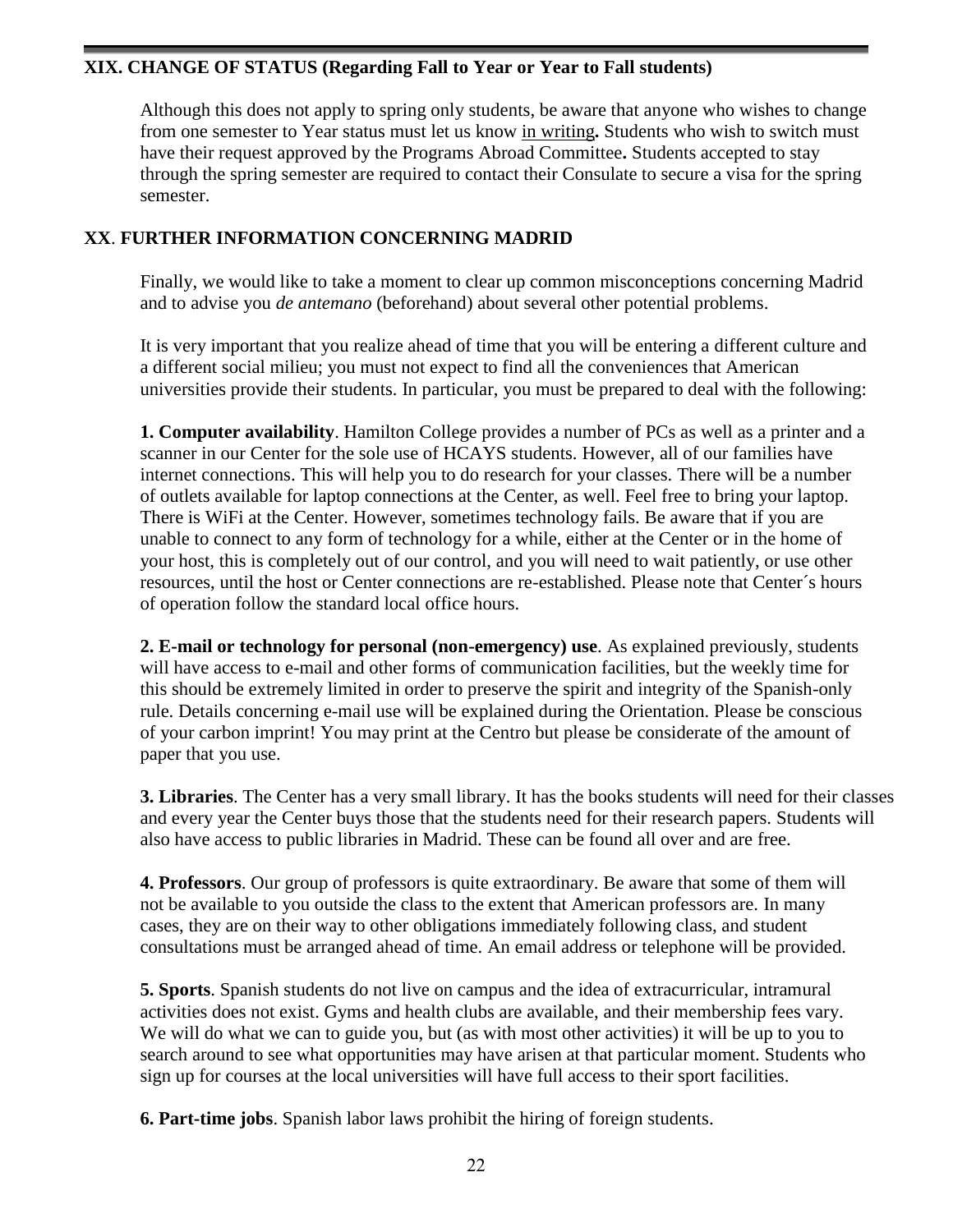## XIX. CHANGE OF STATUS (Regarding Fall to Year or Year to Fall students)

Although this does not apply to spring only students, be aware that anyone who wishes to change from one semester to Year status must let us know in writing**.** Students who wish to switch must have their request approved by the Programs Abroad Committee**.** Students accepted to stay through the spring semester are required to contact their Consulate to secure a visa for the spring semester.

## XX. FURTHER INFORMATION CONCERNING MADRID

Finally, we would like to take a moment to clear up common misconceptions concerning Madrid and to advise you *de antemano* (beforehand) about several other potential problems.

It is very important that you realize ahead of time that you will be entering a different culture and a different social milieu; you must not expect to find all the conveniences that American universities provide their students. In particular, you must be prepared to deal with the following:

**1. Computer availability**. Hamilton College provides a number of PCs as well as a printer and a scanner in our Center for the sole use of HCAYS students. However, all of our families have internet connections. This will help you to do research for your classes. There will be a number of outlets available for laptop connections at the Center, as well. Feel free to bring your laptop. There is WiFi at the Center. However, sometimes technology fails. Be aware that if you are unable to connect to any form of technology for a while, either at the Center or in the home of your host, this is completely out of our control, and you will need to wait patiently, or use other resources, until the host or Center connections are re-established. Please note that Center´s hours of operation follow the standard local office hours.

**2. E-mail or technology for personal (non-emergency) use**. As explained previously, students will have access to e-mail and other forms of communication facilities, but the weekly time for this should be extremely limited in order to preserve the spirit and integrity of the Spanish-only rule. Details concerning e-mail use will be explained during the Orientation. Please be conscious of your carbon imprint! You may print at the Centro but please be considerate of the amount of paper that you use.

**3. Libraries**. The Center has a very small library. It has the books students will need for their classes and every year the Center buys those that the students need for their research papers. Students will also have access to public libraries in Madrid. These can be found all over and are free.

**4. Professors**. Our group of professors is quite extraordinary. Be aware that some of them will not be available to you outside the class to the extent that American professors are. In many cases, they are on their way to other obligations immediately following class, and student consultations must be arranged ahead of time. An email address or telephone will be provided.

**5. Sports**. Spanish students do not live on campus and the idea of extracurricular, intramural activities does not exist. Gyms and health clubs are available, and their membership fees vary. We will do what we can to guide you, but (as with most other activities) it will be up to you to search around to see what opportunities may have arisen at that particular moment. Students who sign up for courses at the local universities will have full access to their sport facilities.

**6. Part-time jobs**. Spanish labor laws prohibit the hiring of foreign students.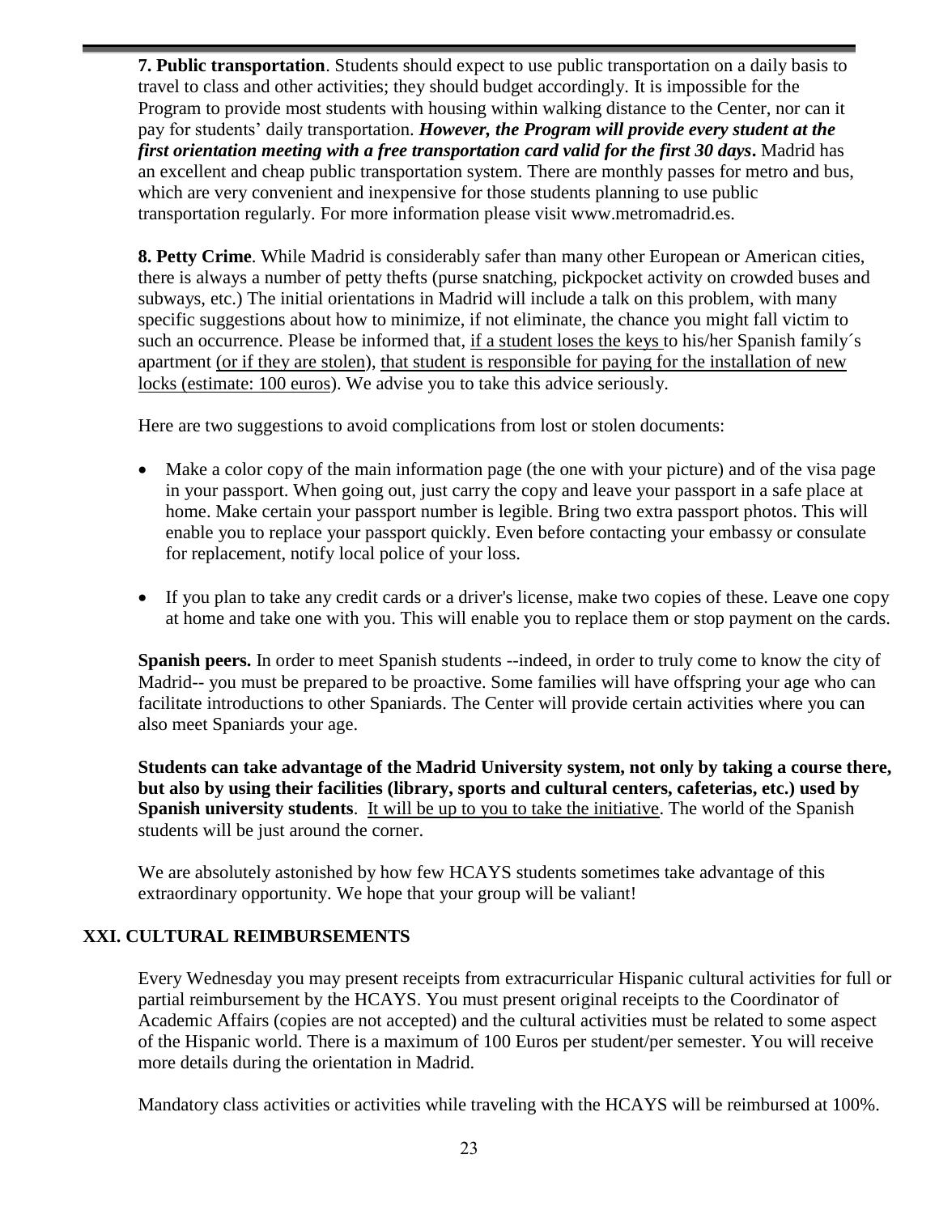**7. Public transportation**. Students should expect to use public transportation on a daily basis to travel to class and other activities; they should budget accordingly. It is impossible for the Program to provide most students with housing within walking distance to the Center, nor can it pay for students' daily transportation. ***However, the Program will provide every student at the first orientation meeting with a free transportation card valid for the first 30 days*.** Madrid has an excellent and cheap public transportation system. There are monthly passes for metro and bus, which are very convenient and inexpensive for those students planning to use public transportation regularly. For more information please visit www.metromadrid.es.

**8. Petty Crime**. While Madrid is considerably safer than many other European or American cities, there is always a number of petty thefts (purse snatching, pickpocket activity on crowded buses and subways, etc.) The initial orientations in Madrid will include a talk on this problem, with many specific suggestions about how to minimize, if not eliminate, the chance you might fall victim to such an occurrence. Please be informed that, <u>if a student loses the keys</u> to his/her Spanish family´s apartment <u>(or if they are stolen)</u>, <u>that student is responsible for paying for the installation of new locks (estimate: 100 euros)</u>. We advise you to take this advice seriously.

Here are two suggestions to avoid complications from lost or stolen documents:

- Make a color copy of the main information page (the one with your picture) and of the visa page in your passport. When going out, just carry the copy and leave your passport in a safe place at home. Make certain your passport number is legible. Bring two extra passport photos. This will enable you to replace your passport quickly. Even before contacting your embassy or consulate for replacement, notify local police of your loss.
- If you plan to take any credit cards or a driver's license, make two copies of these. Leave one copy at home and take one with you. This will enable you to replace them or stop payment on the cards.

**Spanish peers.** In order to meet Spanish students --indeed, in order to truly come to know the city of Madrid-- you must be prepared to be proactive. Some families will have offspring your age who can facilitate introductions to other Spaniards. The Center will provide certain activities where you can also meet Spaniards your age.

**Students can take advantage of the Madrid University system, not only by taking a course there, but also by using their facilities (library, sports and cultural centers, cafeterias, etc.) used by Spanish university students**. <u>It will be up to you to take the initiative</u>. The world of the Spanish students will be just around the corner.

We are absolutely astonished by how few HCAYS students sometimes take advantage of this extraordinary opportunity. We hope that your group will be valiant!

## XXI. CULTURAL REIMBURSEMENTS

Every Wednesday you may present receipts from extracurricular Hispanic cultural activities for full or partial reimbursement by the HCAYS. You must present original receipts to the Coordinator of Academic Affairs (copies are not accepted) and the cultural activities must be related to some aspect of the Hispanic world. There is a maximum of 100 Euros per student/per semester. You will receive more details during the orientation in Madrid.

Mandatory class activities or activities while traveling with the HCAYS will be reimbursed at 100%.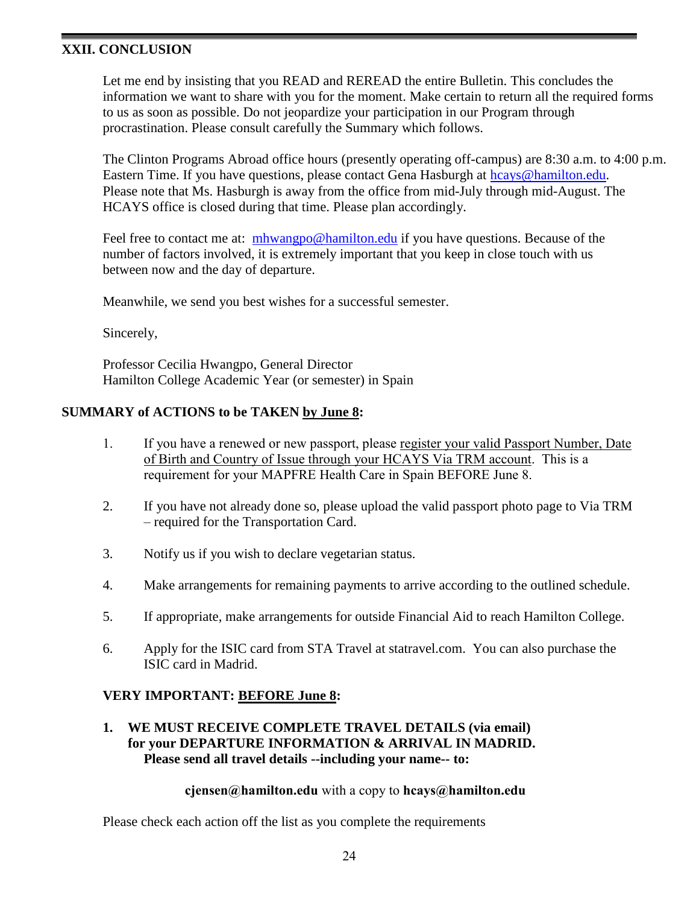## XXII. CONCLUSION

Let me end by insisting that you READ and REREAD the entire Bulletin. This concludes the information we want to share with you for the moment. Make certain to return all the required forms to us as soon as possible. Do not jeopardize your participation in our Program through procrastination. Please consult carefully the Summary which follows.

The Clinton Programs Abroad office hours (presently operating off-campus) are 8:30 a.m. to 4:00 p.m. Eastern Time. If you have questions, please contact Gena Hasburgh at hcays@hamilton.edu. Please note that Ms. Hasburgh is away from the office from mid-July through mid-August. The HCAYS office is closed during that time. Please plan accordingly.

Feel free to contact me at: mhwangpo@hamilton.edu if you have questions. Because of the number of factors involved, it is extremely important that you keep in close touch with us between now and the day of departure.

Meanwhile, we send you best wishes for a successful semester.

Sincerely,

Professor Cecilia Hwangpo, General Director
Hamilton College Academic Year (or semester) in Spain

### SUMMARY of ACTIONS to be TAKEN <u>by June 8</u>:

1. If you have a renewed or new passport, please <u>register your valid Passport Number, Date of Birth and Country of Issue through your HCAYS Via TRM account</u>. This is a requirement for your MAPFRE Health Care in Spain BEFORE June 8.

2. If you have not already done so, please upload the valid passport photo page to Via TRM – required for the Transportation Card.

3. Notify us if you wish to declare vegetarian status.

4. Make arrangements for remaining payments to arrive according to the outlined schedule.

5. If appropriate, make arrangements for outside Financial Aid to reach Hamilton College.

6. Apply for the ISIC card from STA Travel at statravel.com. You can also purchase the ISIC card in Madrid.

**VERY IMPORTANT: <u>BEFORE June 8</u>:**

**1. WE MUST RECEIVE COMPLETE TRAVEL DETAILS (via email) for your DEPARTURE INFORMATION & ARRIVAL IN MADRID. Please send all travel details --including your name-- to:**

**cjensen@hamilton.edu** with a copy to **hcays@hamilton.edu**

Please check each action off the list as you complete the requirements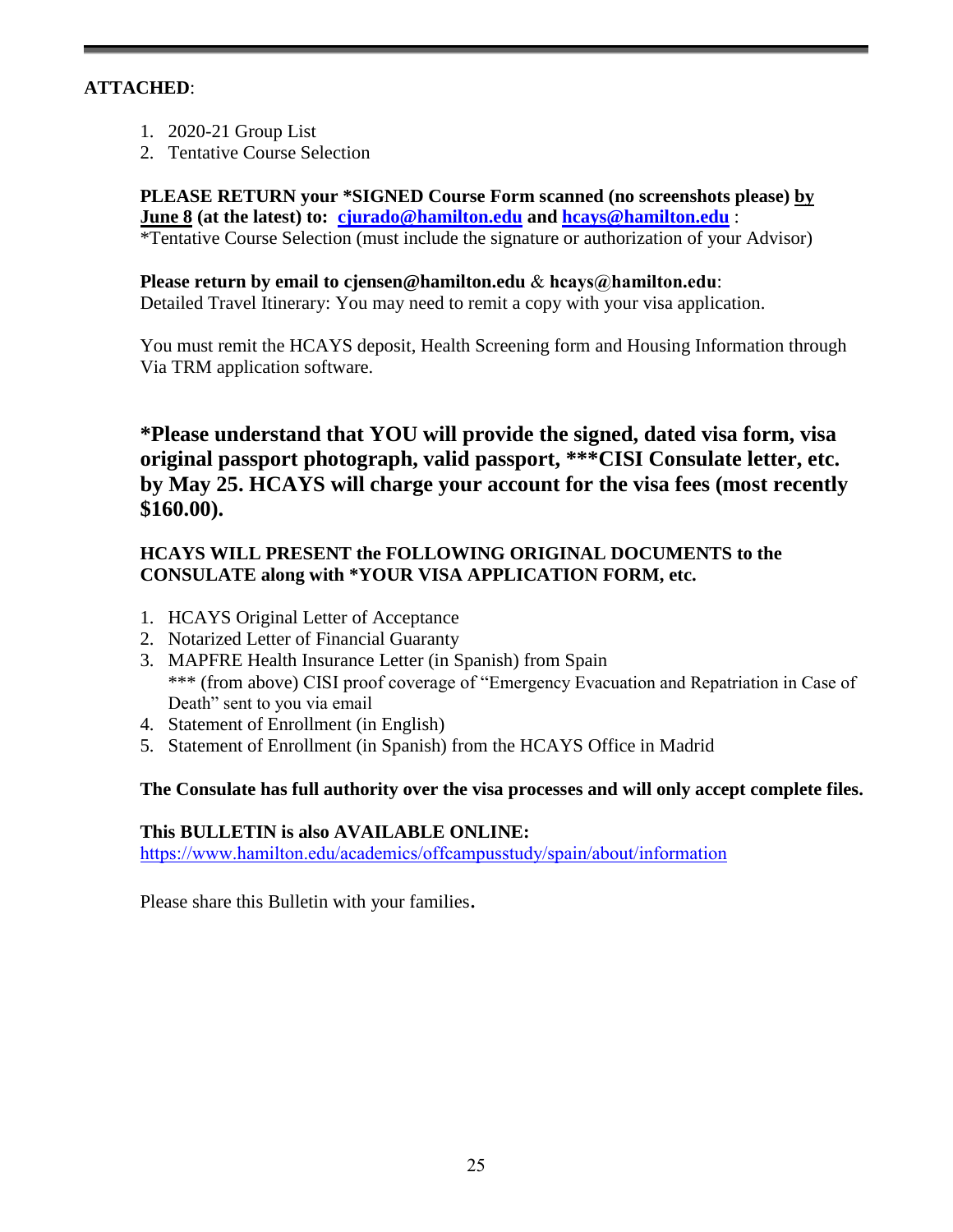**ATTACHED**:

1. 2020-21 Group List
2. Tentative Course Selection

**PLEASE RETURN your *SIGNED Course Form scanned (no screenshots please) by June 8 (at the latest) to: cjurado@hamilton.edu and hcays@hamilton.edu** :
*Tentative Course Selection (must include the signature or authorization of your Advisor)

**Please return by email to cjensen@hamilton.edu** & **hcays@hamilton.edu**:
Detailed Travel Itinerary: You may need to remit a copy with your visa application.

You must remit the HCAYS deposit, Health Screening form and Housing Information through Via TRM application software.

## *Please understand that YOU will provide the signed, dated visa form, visa original passport photograph, valid passport, ***CISI Consulate letter, etc. by May 25. HCAYS will charge your account for the visa fees (most recently $160.00).

**HCAYS WILL PRESENT the FOLLOWING ORIGINAL DOCUMENTS to the CONSULATE along with *YOUR VISA APPLICATION FORM, etc.**

1. HCAYS Original Letter of Acceptance
2. Notarized Letter of Financial Guaranty
3. MAPFRE Health Insurance Letter (in Spanish) from Spain
   *** (from above) CISI proof coverage of "Emergency Evacuation and Repatriation in Case of Death" sent to you via email
4. Statement of Enrollment (in English)
5. Statement of Enrollment (in Spanish) from the HCAYS Office in Madrid

**The Consulate has full authority over the visa processes and will only accept complete files.**

**This BULLETIN is also AVAILABLE ONLINE:**
https://www.hamilton.edu/academics/offcampusstudy/spain/about/information

Please share this Bulletin with your families.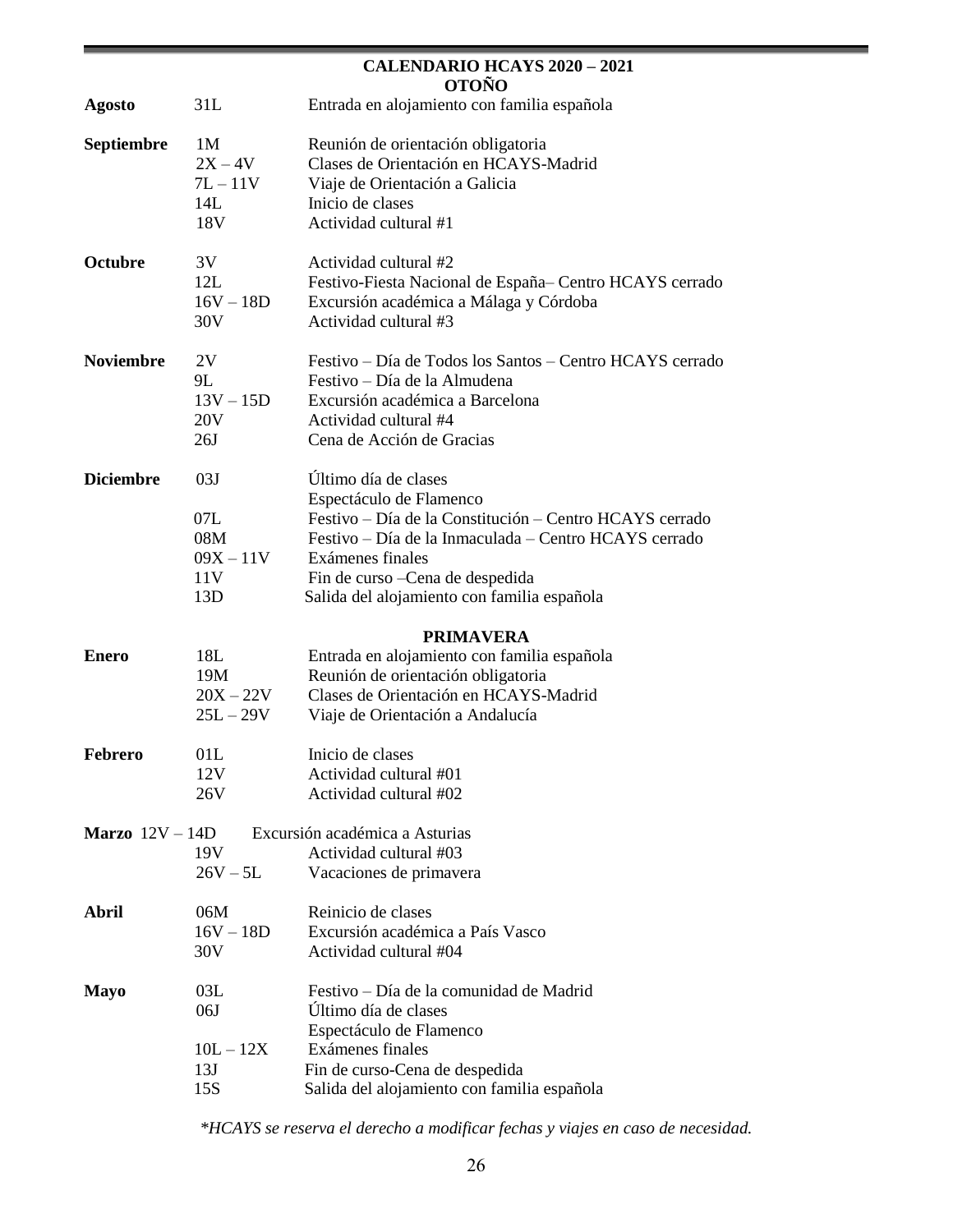# CALENDARIO HCAYS 2020 – 2021

## OTOÑO

| | | |
|---|---|---|
| **Agosto** | 31L | Entrada en alojamiento con familia española |
| **Septiembre** | 1M | Reunión de orientación obligatoria |
| | 2X – 4V | Clases de Orientación en HCAYS-Madrid |
| | 7L – 11V | Viaje de Orientación a Galicia |
| | 14L | Inicio de clases |
| | 18V | Actividad cultural #1 |
| **Octubre** | 3V | Actividad cultural #2 |
| | 12L | Festivo-Fiesta Nacional de España– Centro HCAYS cerrado |
| | 16V – 18D | Excursión académica a Málaga y Córdoba |
| | 30V | Actividad cultural #3 |
| **Noviembre** | 2V | Festivo – Día de Todos los Santos – Centro HCAYS cerrado |
| | 9L | Festivo – Día de la Almudena |
| | 13V – 15D | Excursión académica a Barcelona |
| | 20V | Actividad cultural #4 |
| | 26J | Cena de Acción de Gracias |
| **Diciembre** | 03J | Último día de clases |
| | | Espectáculo de Flamenco |
| | 07L | Festivo – Día de la Constitución – Centro HCAYS cerrado |
| | 08M | Festivo – Día de la Inmaculada – Centro HCAYS cerrado |
| | 09X – 11V | Exámenes finales |
| | 11V | Fin de curso –Cena de despedida |
| | 13D | Salida del alojamiento con familia española |

## PRIMAVERA

| | | |
|---|---|---|
| **Enero** | 18L | Entrada en alojamiento con familia española |
| | 19M | Reunión de orientación obligatoria |
| | 20X – 22V | Clases de Orientación en HCAYS-Madrid |
| | 25L – 29V | Viaje de Orientación a Andalucía |
| **Febrero** | 01L | Inicio de clases |
| | 12V | Actividad cultural #01 |
| | 26V | Actividad cultural #02 |
| **Marzo** | 12V – 14D | Excursión académica a Asturias |
| | 19V | Actividad cultural #03 |
| | 26V – 5L | Vacaciones de primavera |
| **Abril** | 06M | Reinicio de clases |
| | 16V – 18D | Excursión académica a País Vasco |
| | 30V | Actividad cultural #04 |
| **Mayo** | 03L | Festivo – Día de la comunidad de Madrid |
| | 06J | Último día de clases |
| | | Espectáculo de Flamenco |
| | 10L – 12X | Exámenes finales |
| | 13J | Fin de curso-Cena de despedida |
| | 15S | Salida del alojamiento con familia española |

*\*HCAYS se reserva el derecho a modificar fechas y viajes en caso de necesidad.*